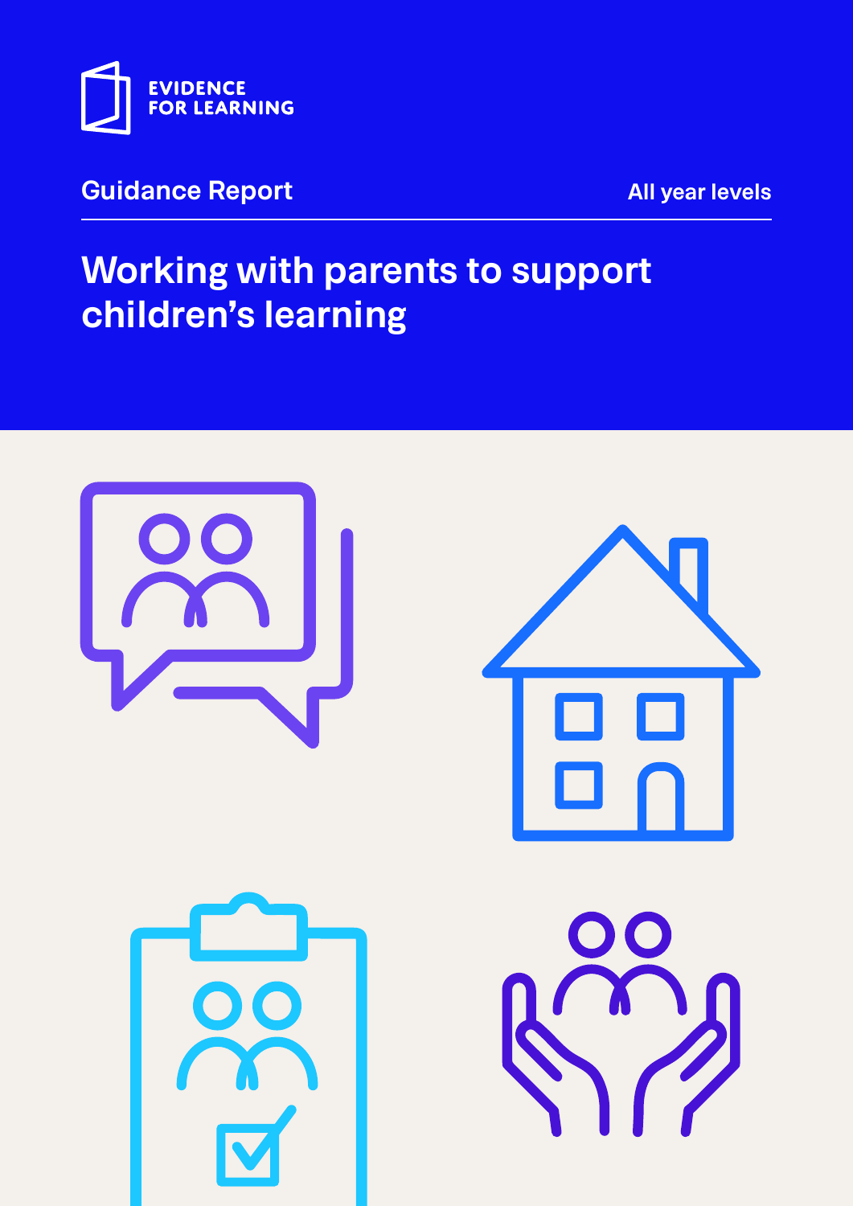EVIDENCE FOR LEARNING

Guidance Report

All year levels

# Working with parents to support children's learning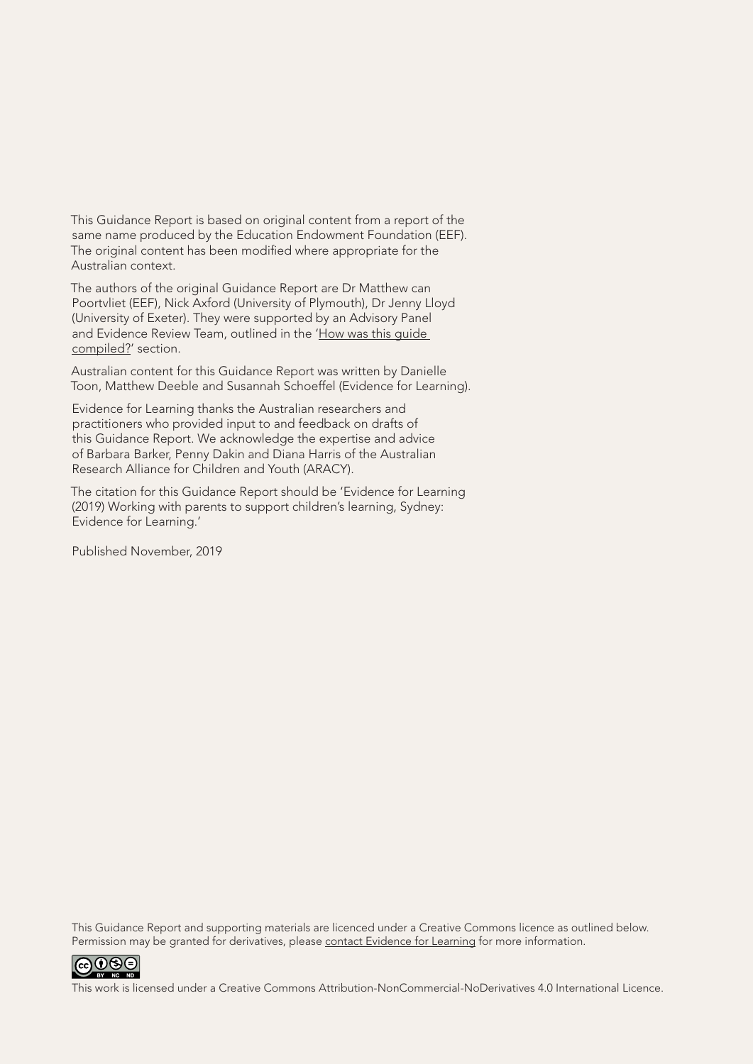This Guidance Report is based on original content from a report of the same name produced by the Education Endowment Foundation (EEF). The original content has been modified where appropriate for the Australian context.

The authors of the original Guidance Report are Dr Matthew can Poortvliet (EEF), Nick Axford (University of Plymouth), Dr Jenny Lloyd (University of Exeter). They were supported by an Advisory Panel and Evidence Review Team, outlined in the 'How was this guide compiled?' section.

Australian content for this Guidance Report was written by Danielle Toon, Matthew Deeble and Susannah Schoeffel (Evidence for Learning).

Evidence for Learning thanks the Australian researchers and practitioners who provided input to and feedback on drafts of this Guidance Report. We acknowledge the expertise and advice of Barbara Barker, Penny Dakin and Diana Harris of the Australian Research Alliance for Children and Youth (ARACY).

The citation for this Guidance Report should be 'Evidence for Learning (2019) Working with parents to support children's learning, Sydney: Evidence for Learning.'

Published November, 2019

This Guidance Report and supporting materials are licenced under a Creative Commons licence as outlined below. Permission may be granted for derivatives, please contact Evidence for Learning for more information.

This work is licensed under a Creative Commons Attribution-NonCommercial-NoDerivatives 4.0 International Licence.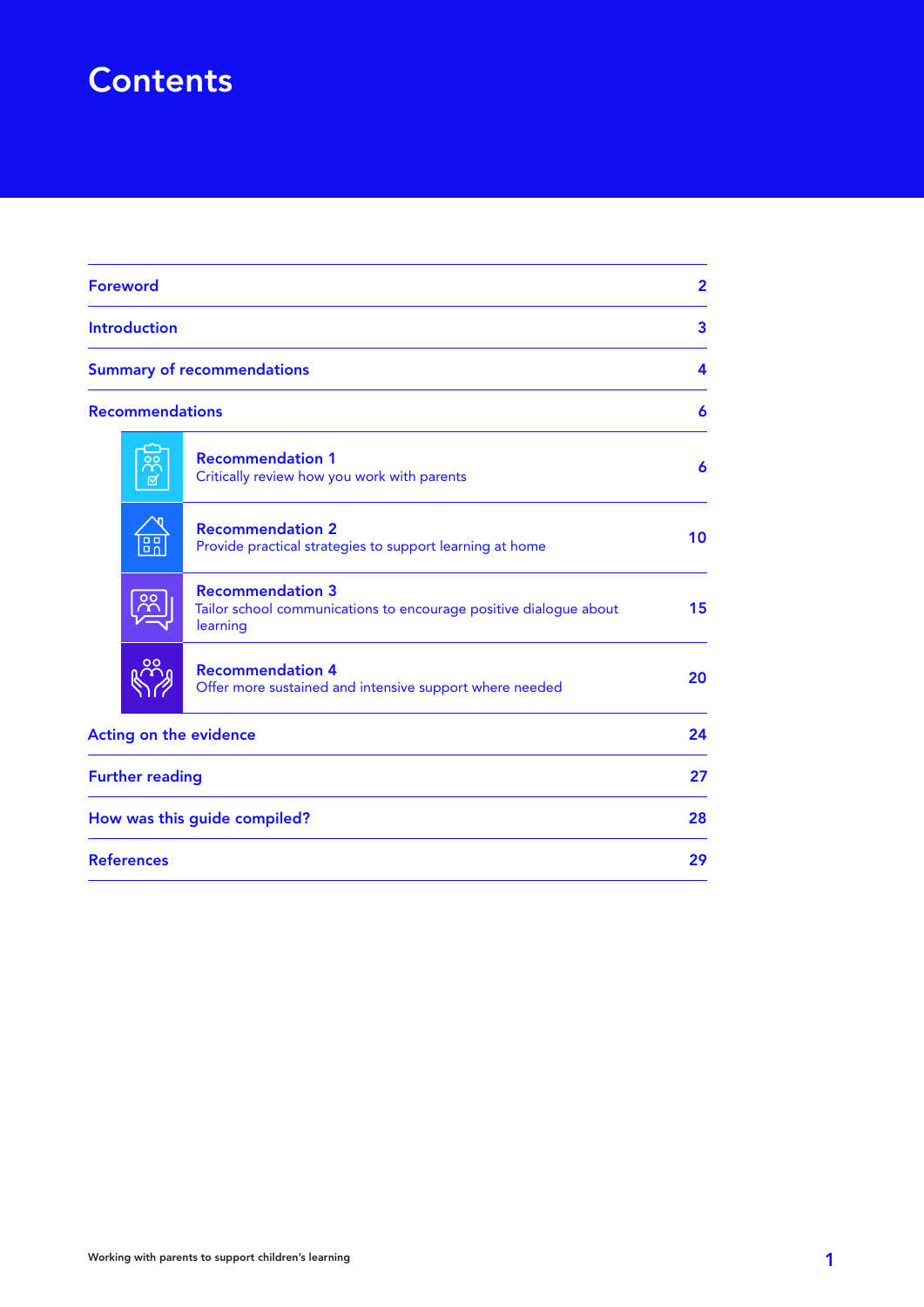# Contents

| | |
|---|---|
| Foreword | 2 |
| Introduction | 3 |
| Summary of recommendations | 4 |
| Recommendations | 6 |
| **Recommendation 1**<br>Critically review how you work with parents | 6 |
| **Recommendation 2**<br>Provide practical strategies to support learning at home | 10 |
| **Recommendation 3**<br>Tailor school communications to encourage positive dialogue about learning | 15 |
| **Recommendation 4**<br>Offer more sustained and intensive support where needed | 20 |
| Acting on the evidence | 24 |
| Further reading | 27 |
| How was this guide compiled? | 28 |
| References | 29 |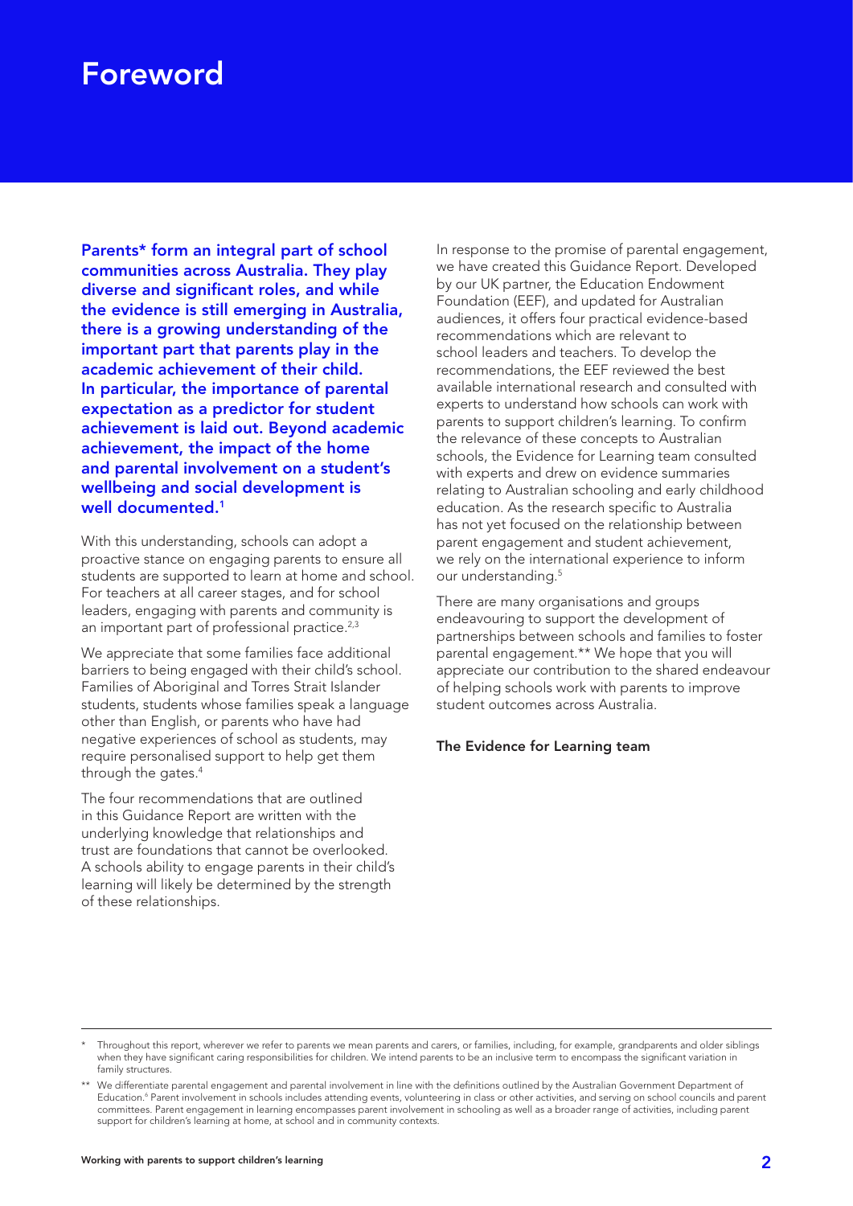# Foreword

**Parents* form an integral part of school communities across Australia. They play diverse and significant roles, and while the evidence is still emerging in Australia, there is a growing understanding of the important part that parents play in the academic achievement of their child. In particular, the importance of parental expectation as a predictor for student achievement is laid out. Beyond academic achievement, the impact of the home and parental involvement on a student's wellbeing and social development is well documented.[1]**

With this understanding, schools can adopt a proactive stance on engaging parents to ensure all students are supported to learn at home and school. For teachers at all career stages, and for school leaders, engaging with parents and community is an important part of professional practice.[2,3]

We appreciate that some families face additional barriers to being engaged with their child's school. Families of Aboriginal and Torres Strait Islander students, students whose families speak a language other than English, or parents who have had negative experiences of school as students, may require personalised support to help get them through the gates.[4]

The four recommendations that are outlined in this Guidance Report are written with the underlying knowledge that relationships and trust are foundations that cannot be overlooked. A schools ability to engage parents in their child's learning will likely be determined by the strength of these relationships.

In response to the promise of parental engagement, we have created this Guidance Report. Developed by our UK partner, the Education Endowment Foundation (EEF), and updated for Australian audiences, it offers four practical evidence-based recommendations which are relevant to school leaders and teachers. To develop the recommendations, the EEF reviewed the best available international research and consulted with experts to understand how schools can work with parents to support children's learning. To confirm the relevance of these concepts to Australian schools, the Evidence for Learning team consulted with experts and drew on evidence summaries relating to Australian schooling and early childhood education. As the research specific to Australia has not yet focused on the relationship between parent engagement and student achievement, we rely on the international experience to inform our understanding.[5]

There are many organisations and groups endeavouring to support the development of partnerships between schools and families to foster parental engagement.** We hope that you will appreciate our contribution to the shared endeavour of helping schools work with parents to improve student outcomes across Australia.

**The Evidence for Learning team**

---

\* Throughout this report, wherever we refer to parents we mean parents and carers, or families, including, for example, grandparents and older siblings when they have significant caring responsibilities for children. We intend parents to be an inclusive term to encompass the significant variation in family structures.

\** We differentiate parental engagement and parental involvement in line with the definitions outlined by the Australian Government Department of Education.[6] Parent involvement in schools includes attending events, volunteering in class or other activities, and serving on school councils and parent committees. Parent engagement in learning encompasses parent involvement in schooling as well as a broader range of activities, including parent support for children's learning at home, at school and in community contexts.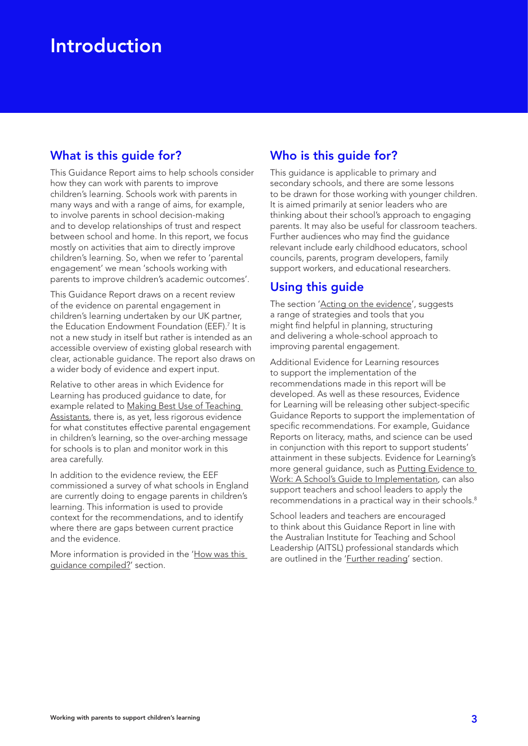# Introduction

## What is this guide for?

This Guidance Report aims to help schools consider how they can work with parents to improve children's learning. Schools work with parents in many ways and with a range of aims, for example, to involve parents in school decision-making and to develop relationships of trust and respect between school and home. In this report, we focus mostly on activities that aim to directly improve children's learning. So, when we refer to 'parental engagement' we mean 'schools working with parents to improve children's academic outcomes'.

This Guidance Report draws on a recent review of the evidence on parental engagement in children's learning undertaken by our UK partner, the Education Endowment Foundation (EEF).[7] It is not a new study in itself but rather is intended as an accessible overview of existing global research with clear, actionable guidance. The report also draws on a wider body of evidence and expert input.

Relative to other areas in which Evidence for Learning has produced guidance to date, for example related to Making Best Use of Teaching Assistants, there is, as yet, less rigorous evidence for what constitutes effective parental engagement in children's learning, so the over-arching message for schools is to plan and monitor work in this area carefully.

In addition to the evidence review, the EEF commissioned a survey of what schools in England are currently doing to engage parents in children's learning. This information is used to provide context for the recommendations, and to identify where there are gaps between current practice and the evidence.

More information is provided in the 'How was this guidance compiled?' section.

## Who is this guide for?

This guidance is applicable to primary and secondary schools, and there are some lessons to be drawn for those working with younger children. It is aimed primarily at senior leaders who are thinking about their school's approach to engaging parents. It may also be useful for classroom teachers. Further audiences who may find the guidance relevant include early childhood educators, school councils, parents, program developers, family support workers, and educational researchers.

## Using this guide

The section 'Acting on the evidence', suggests a range of strategies and tools that you might find helpful in planning, structuring and delivering a whole-school approach to improving parental engagement.

Additional Evidence for Learning resources to support the implementation of the recommendations made in this report will be developed. As well as these resources, Evidence for Learning will be releasing other subject-specific Guidance Reports to support the implementation of specific recommendations. For example, Guidance Reports on literacy, maths, and science can be used in conjunction with this report to support students' attainment in these subjects. Evidence for Learning's more general guidance, such as Putting Evidence to Work: A School's Guide to Implementation, can also support teachers and school leaders to apply the recommendations in a practical way in their schools.[8]

School leaders and teachers are encouraged to think about this Guidance Report in line with the Australian Institute for Teaching and School Leadership (AITSL) professional standards which are outlined in the 'Further reading' section.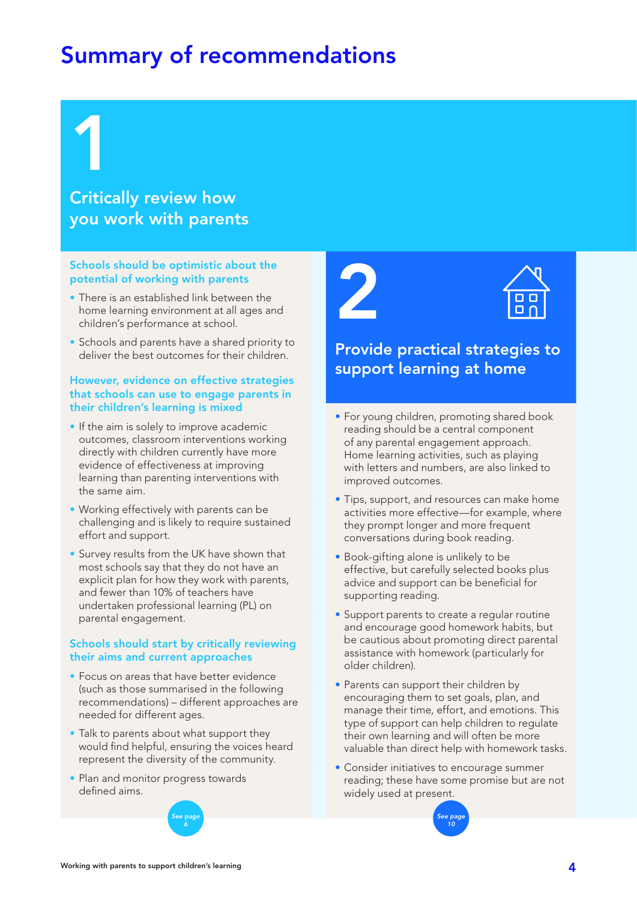# Summary of recommendations

## 1

## Critically review how you work with parents

### Schools should be optimistic about the potential of working with parents

- There is an established link between the home learning environment at all ages and children's performance at school.
- Schools and parents have a shared priority to deliver the best outcomes for their children.

### However, evidence on effective strategies that schools can use to engage parents in their children's learning is mixed

- If the aim is solely to improve academic outcomes, classroom interventions working directly with children currently have more evidence of effectiveness at improving learning than parenting interventions with the same aim.
- Working effectively with parents can be challenging and is likely to require sustained effort and support.
- Survey results from the UK have shown that most schools say that they do not have an explicit plan for how they work with parents, and fewer than 10% of teachers have undertaken professional learning (PL) on parental engagement.

### Schools should start by critically reviewing their aims and current approaches

- Focus on areas that have better evidence (such as those summarised in the following recommendations) – different approaches are needed for different ages.
- Talk to parents about what support they would find helpful, ensuring the voices heard represent the diversity of the community.
- Plan and monitor progress towards defined aims.

*See page 6*

## 2

## Provide practical strategies to support learning at home

- For young children, promoting shared book reading should be a central component of any parental engagement approach. Home learning activities, such as playing with letters and numbers, are also linked to improved outcomes.
- Tips, support, and resources can make home activities more effective—for example, where they prompt longer and more frequent conversations during book reading.
- Book-gifting alone is unlikely to be effective, but carefully selected books plus advice and support can be beneficial for supporting reading.
- Support parents to create a regular routine and encourage good homework habits, but be cautious about promoting direct parental assistance with homework (particularly for older children).
- Parents can support their children by encouraging them to set goals, plan, and manage their time, effort, and emotions. This type of support can help children to regulate their own learning and will often be more valuable than direct help with homework tasks.
- Consider initiatives to encourage summer reading; these have some promise but are not widely used at present.

*See page 10*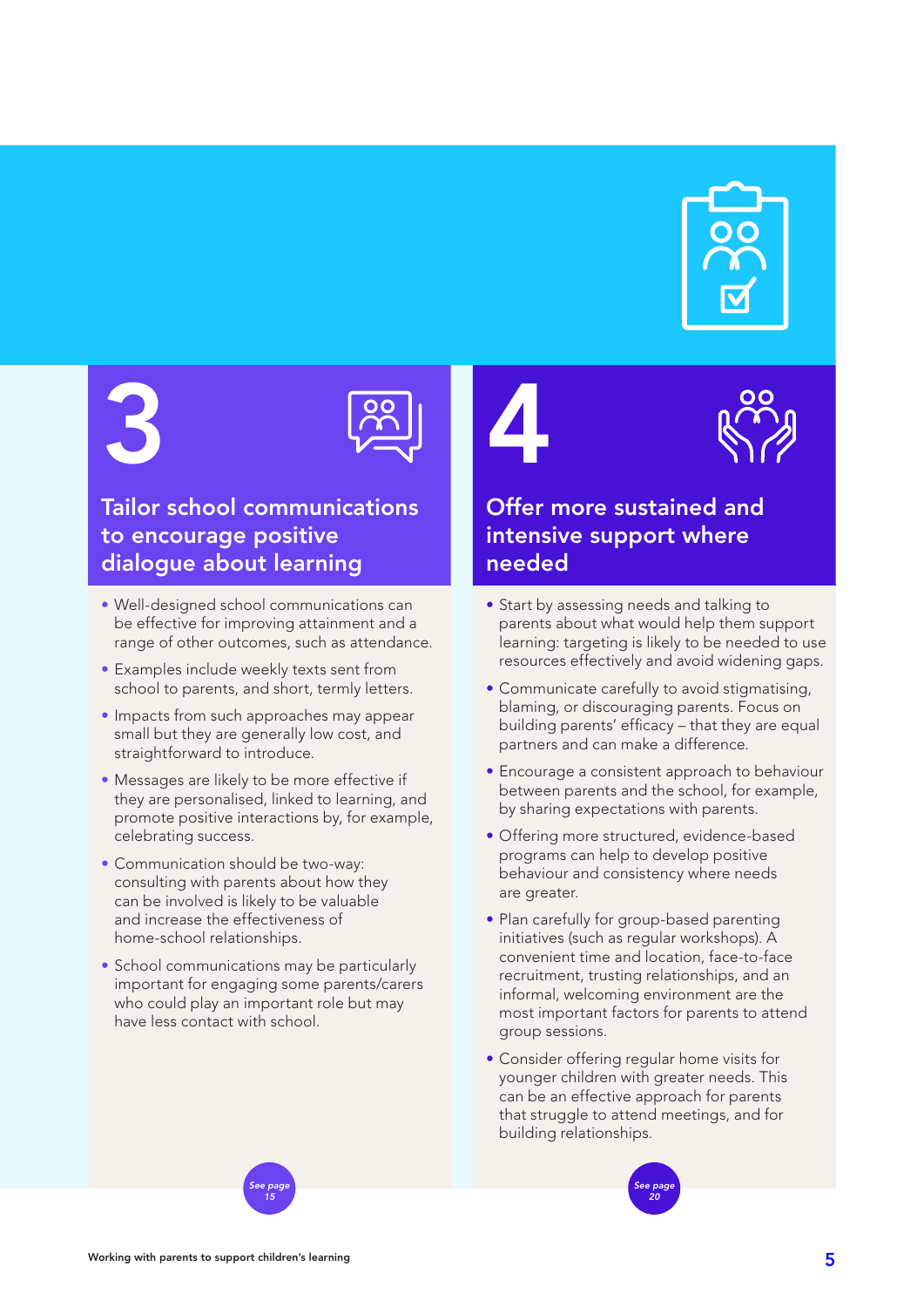## 3

### Tailor school communications to encourage positive dialogue about learning

- Well-designed school communications can be effective for improving attainment and a range of other outcomes, such as attendance.
- Examples include weekly texts sent from school to parents, and short, termly letters.
- Impacts from such approaches may appear small but they are generally low cost, and straightforward to introduce.
- Messages are likely to be more effective if they are personalised, linked to learning, and promote positive interactions by, for example, celebrating success.
- Communication should be two-way: consulting with parents about how they can be involved is likely to be valuable and increase the effectiveness of home-school relationships.
- School communications may be particularly important for engaging some parents/carers who could play an important role but may have less contact with school.

*See page 15*

## 4

### Offer more sustained and intensive support where needed

- Start by assessing needs and talking to parents about what would help them support learning: targeting is likely to be needed to use resources effectively and avoid widening gaps.
- Communicate carefully to avoid stigmatising, blaming, or discouraging parents. Focus on building parents' efficacy – that they are equal partners and can make a difference.
- Encourage a consistent approach to behaviour between parents and the school, for example, by sharing expectations with parents.
- Offering more structured, evidence-based programs can help to develop positive behaviour and consistency where needs are greater.
- Plan carefully for group-based parenting initiatives (such as regular workshops). A convenient time and location, face-to-face recruitment, trusting relationships, and an informal, welcoming environment are the most important factors for parents to attend group sessions.
- Consider offering regular home visits for younger children with greater needs. This can be an effective approach for parents that struggle to attend meetings, and for building relationships.

*See page 20*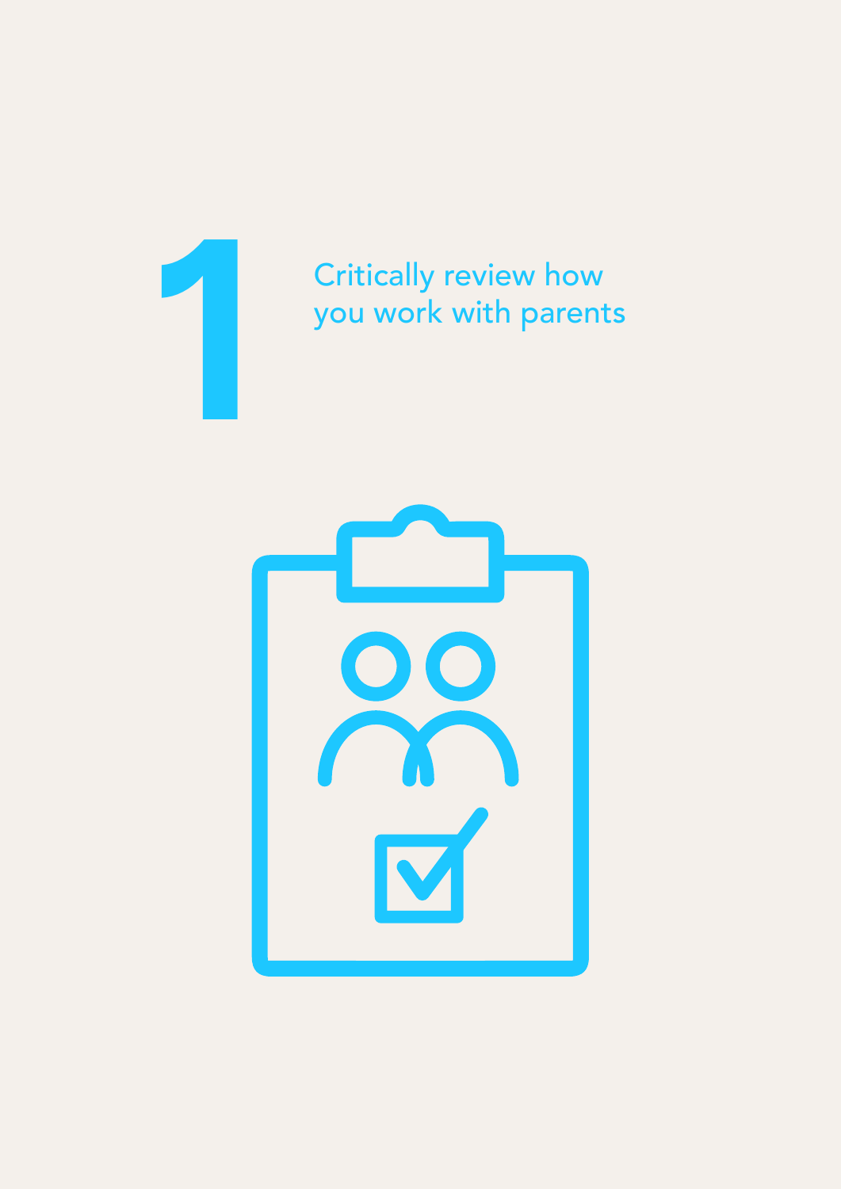# 1

## Critically review how you work with parents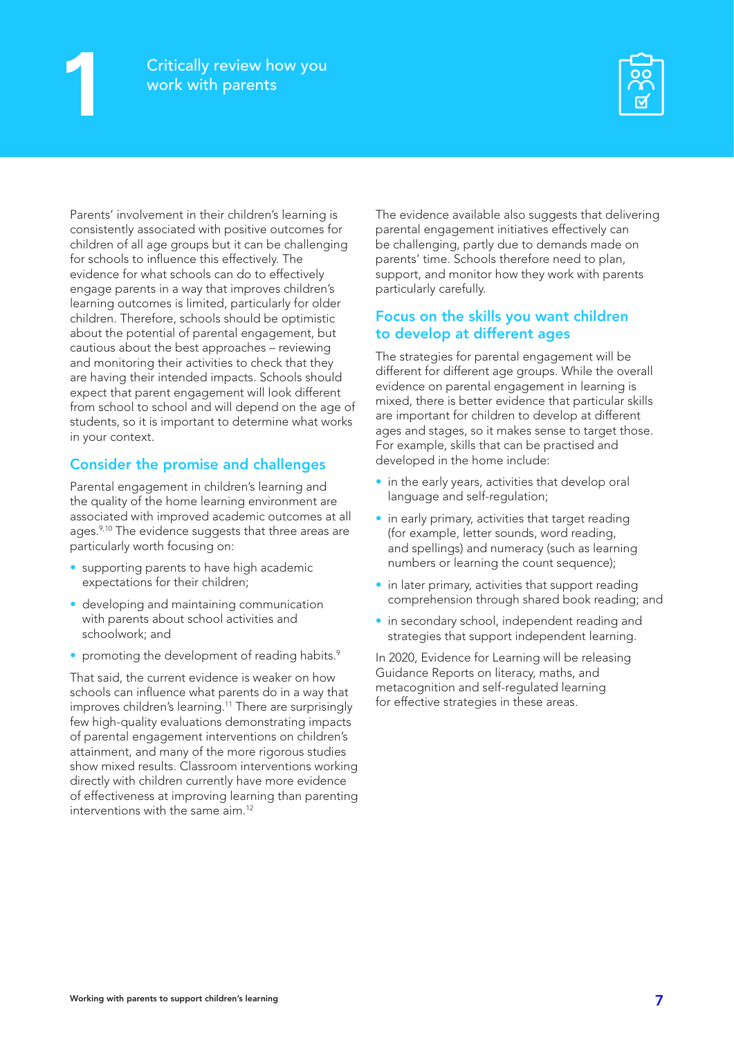# 1 Critically review how you work with parents

Parents' involvement in their children's learning is consistently associated with positive outcomes for children of all age groups but it can be challenging for schools to influence this effectively. The evidence for what schools can do to effectively engage parents in a way that improves children's learning outcomes is limited, particularly for older children. Therefore, schools should be optimistic about the potential of parental engagement, but cautious about the best approaches – reviewing and monitoring their activities to check that they are having their intended impacts. Schools should expect that parent engagement will look different from school to school and will depend on the age of students, so it is important to determine what works in your context.

## Consider the promise and challenges

Parental engagement in children's learning and the quality of the home learning environment are associated with improved academic outcomes at all ages.[9,10] The evidence suggests that three areas are particularly worth focusing on:

- supporting parents to have high academic expectations for their children;
- developing and maintaining communication with parents about school activities and schoolwork; and
- promoting the development of reading habits.[9]

That said, the current evidence is weaker on how schools can influence what parents do in a way that improves children's learning.[11] There are surprisingly few high-quality evaluations demonstrating impacts of parental engagement interventions on children's attainment, and many of the more rigorous studies show mixed results. Classroom interventions working directly with children currently have more evidence of effectiveness at improving learning than parenting interventions with the same aim.[12]

The evidence available also suggests that delivering parental engagement initiatives effectively can be challenging, partly due to demands made on parents' time. Schools therefore need to plan, support, and monitor how they work with parents particularly carefully.

## Focus on the skills you want children to develop at different ages

The strategies for parental engagement will be different for different age groups. While the overall evidence on parental engagement in learning is mixed, there is better evidence that particular skills are important for children to develop at different ages and stages, so it makes sense to target those. For example, skills that can be practised and developed in the home include:

- in the early years, activities that develop oral language and self-regulation;
- in early primary, activities that target reading (for example, letter sounds, word reading, and spellings) and numeracy (such as learning numbers or learning the count sequence);
- in later primary, activities that support reading comprehension through shared book reading; and
- in secondary school, independent reading and strategies that support independent learning.

In 2020, Evidence for Learning will be releasing Guidance Reports on literacy, maths, and metacognition and self-regulated learning for effective strategies in these areas.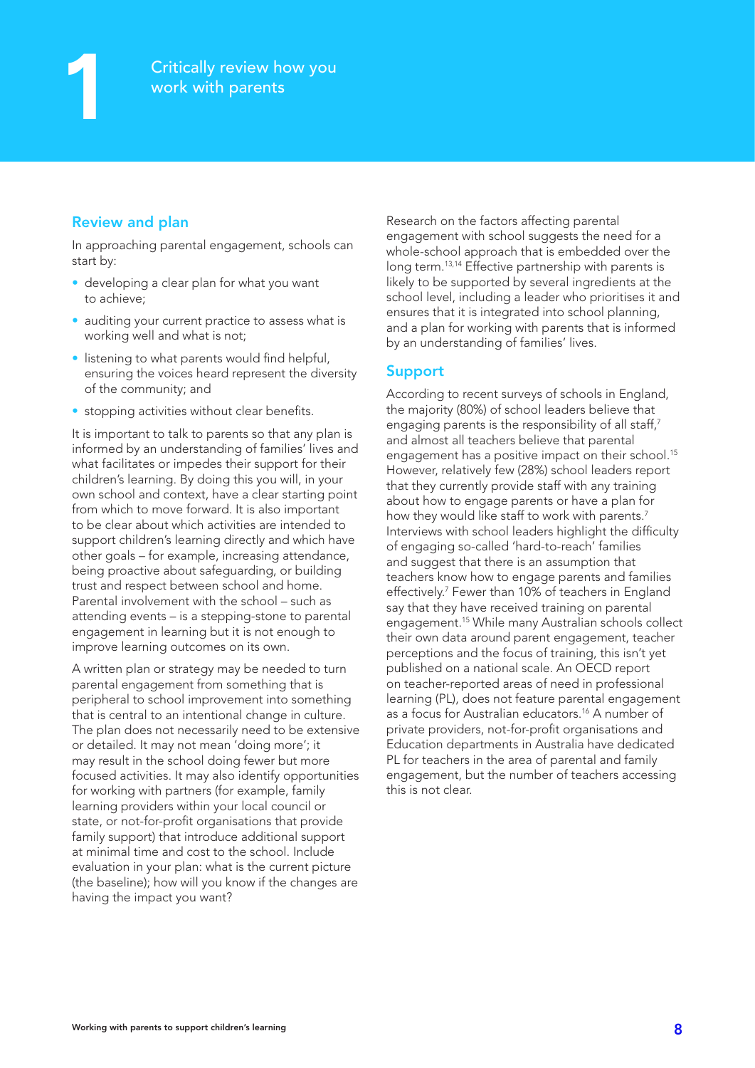# 1 Critically review how you work with parents

## Review and plan

In approaching parental engagement, schools can start by:

- developing a clear plan for what you want to achieve;
- auditing your current practice to assess what is working well and what is not;
- listening to what parents would find helpful, ensuring the voices heard represent the diversity of the community; and
- stopping activities without clear benefits.

It is important to talk to parents so that any plan is informed by an understanding of families' lives and what facilitates or impedes their support for their children's learning. By doing this you will, in your own school and context, have a clear starting point from which to move forward. It is also important to be clear about which activities are intended to support children's learning directly and which have other goals – for example, increasing attendance, being proactive about safeguarding, or building trust and respect between school and home. Parental involvement with the school – such as attending events – is a stepping-stone to parental engagement in learning but it is not enough to improve learning outcomes on its own.

A written plan or strategy may be needed to turn parental engagement from something that is peripheral to school improvement into something that is central to an intentional change in culture. The plan does not necessarily need to be extensive or detailed. It may not mean 'doing more'; it may result in the school doing fewer but more focused activities. It may also identify opportunities for working with partners (for example, family learning providers within your local council or state, or not-for-profit organisations that provide family support) that introduce additional support at minimal time and cost to the school. Include evaluation in your plan: what is the current picture (the baseline); how will you know if the changes are having the impact you want?

Research on the factors affecting parental engagement with school suggests the need for a whole-school approach that is embedded over the long term.[13,14] Effective partnership with parents is likely to be supported by several ingredients at the school level, including a leader who prioritises it and ensures that it is integrated into school planning, and a plan for working with parents that is informed by an understanding of families' lives.

## Support

According to recent surveys of schools in England, the majority (80%) of school leaders believe that engaging parents is the responsibility of all staff,[7] and almost all teachers believe that parental engagement has a positive impact on their school.[15] However, relatively few (28%) school leaders report that they currently provide staff with any training about how to engage parents or have a plan for how they would like staff to work with parents.[7] Interviews with school leaders highlight the difficulty of engaging so-called 'hard-to-reach' families and suggest that there is an assumption that teachers know how to engage parents and families effectively.[7] Fewer than 10% of teachers in England say that they have received training on parental engagement.[15] While many Australian schools collect their own data around parent engagement, teacher perceptions and the focus of training, this isn't yet published on a national scale. An OECD report on teacher-reported areas of need in professional learning (PL), does not feature parental engagement as a focus for Australian educators.[16] A number of private providers, not-for-profit organisations and Education departments in Australia have dedicated PL for teachers in the area of parental and family engagement, but the number of teachers accessing this is not clear.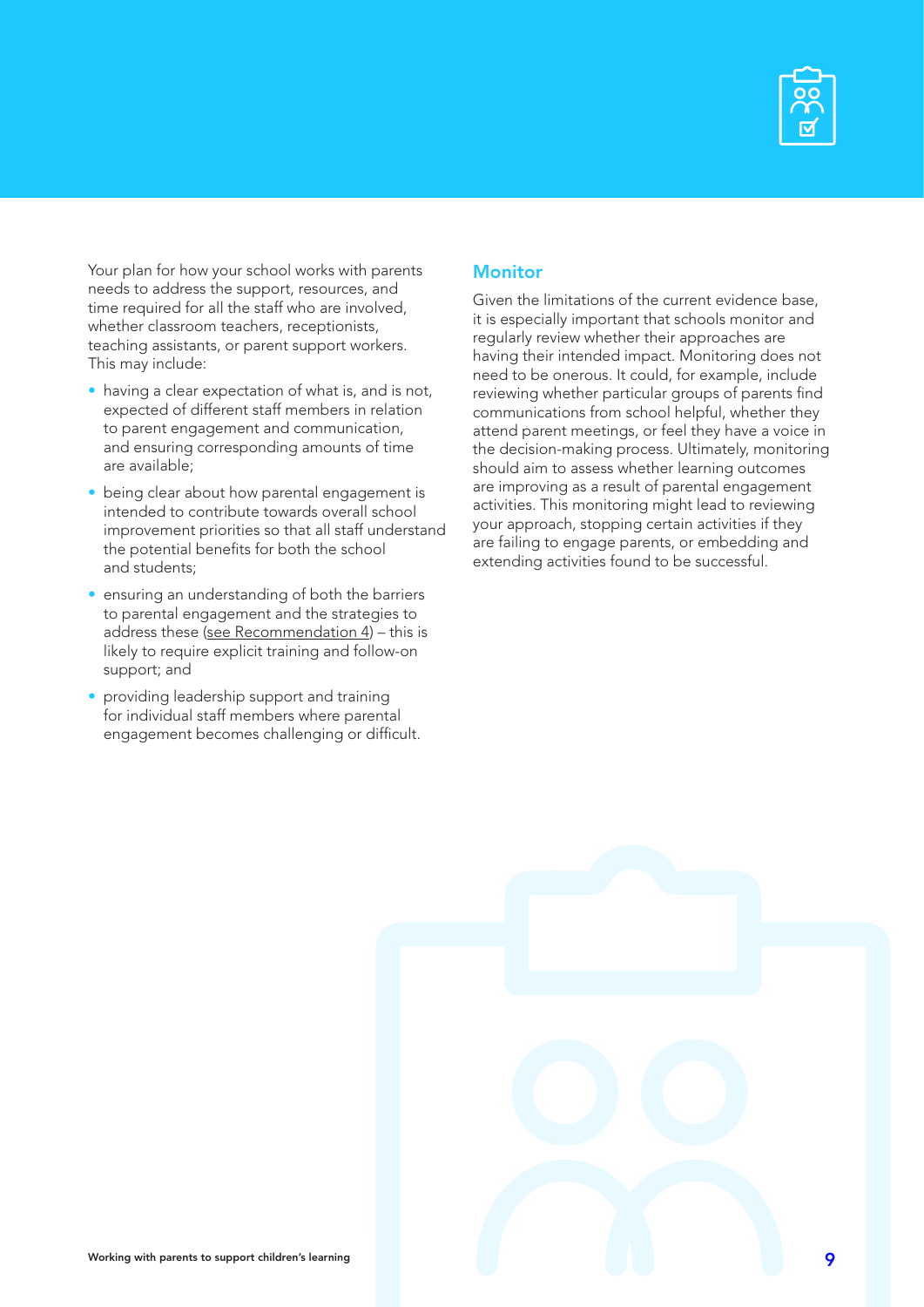Your plan for how your school works with parents needs to address the support, resources, and time required for all the staff who are involved, whether classroom teachers, receptionists, teaching assistants, or parent support workers. This may include:

- having a clear expectation of what is, and is not, expected of different staff members in relation to parent engagement and communication, and ensuring corresponding amounts of time are available;
- being clear about how parental engagement is intended to contribute towards overall school improvement priorities so that all staff understand the potential benefits for both the school and students;
- ensuring an understanding of both the barriers to parental engagement and the strategies to address these (see Recommendation 4) – this is likely to require explicit training and follow-on support; and
- providing leadership support and training for individual staff members where parental engagement becomes challenging or difficult.

## Monitor

Given the limitations of the current evidence base, it is especially important that schools monitor and regularly review whether their approaches are having their intended impact. Monitoring does not need to be onerous. It could, for example, include reviewing whether particular groups of parents find communications from school helpful, whether they attend parent meetings, or feel they have a voice in the decision-making process. Ultimately, monitoring should aim to assess whether learning outcomes are improving as a result of parental engagement activities. This monitoring might lead to reviewing your approach, stopping certain activities if they are failing to engage parents, or embedding and extending activities found to be successful.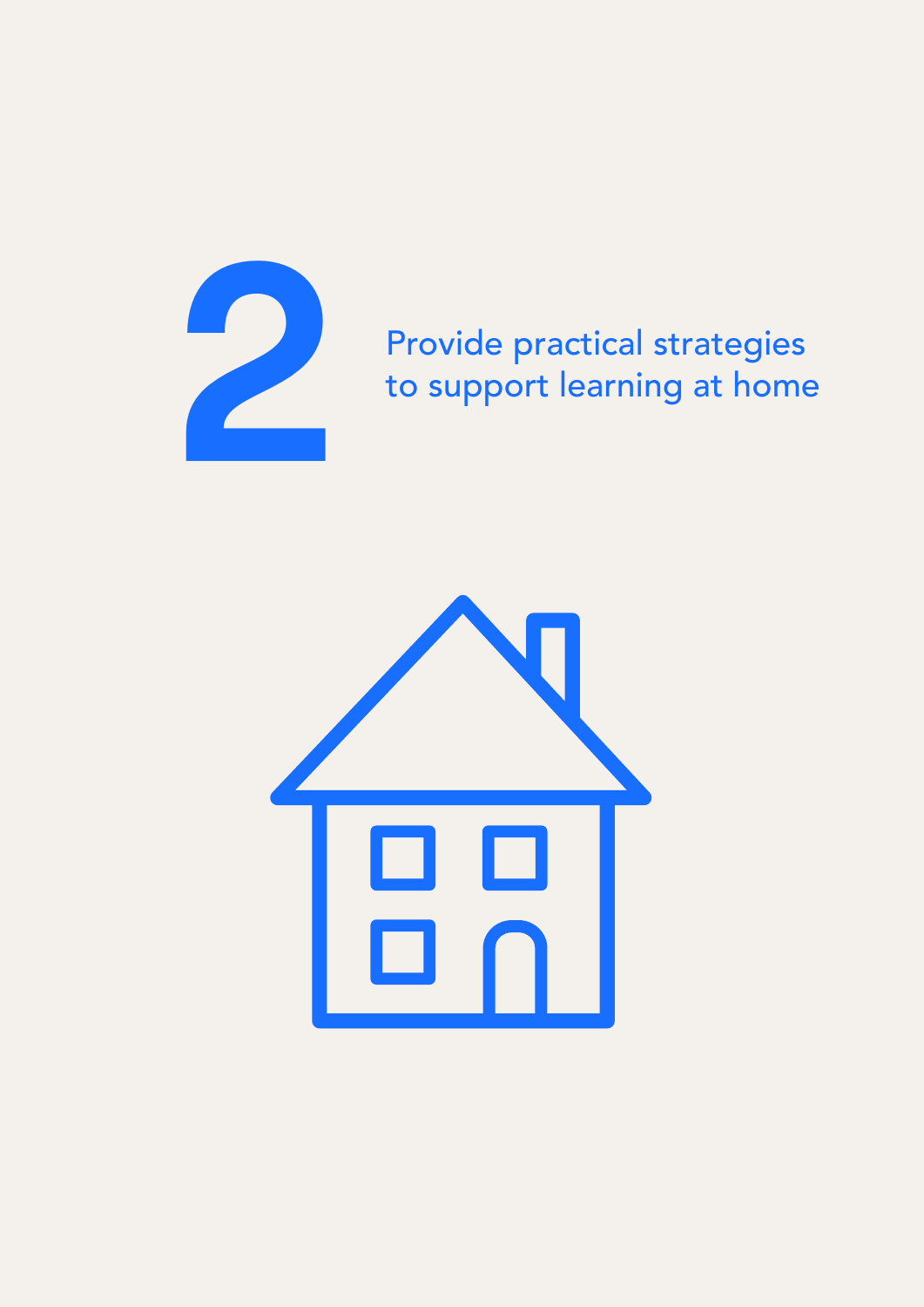# 2

## Provide practical strategies to support learning at home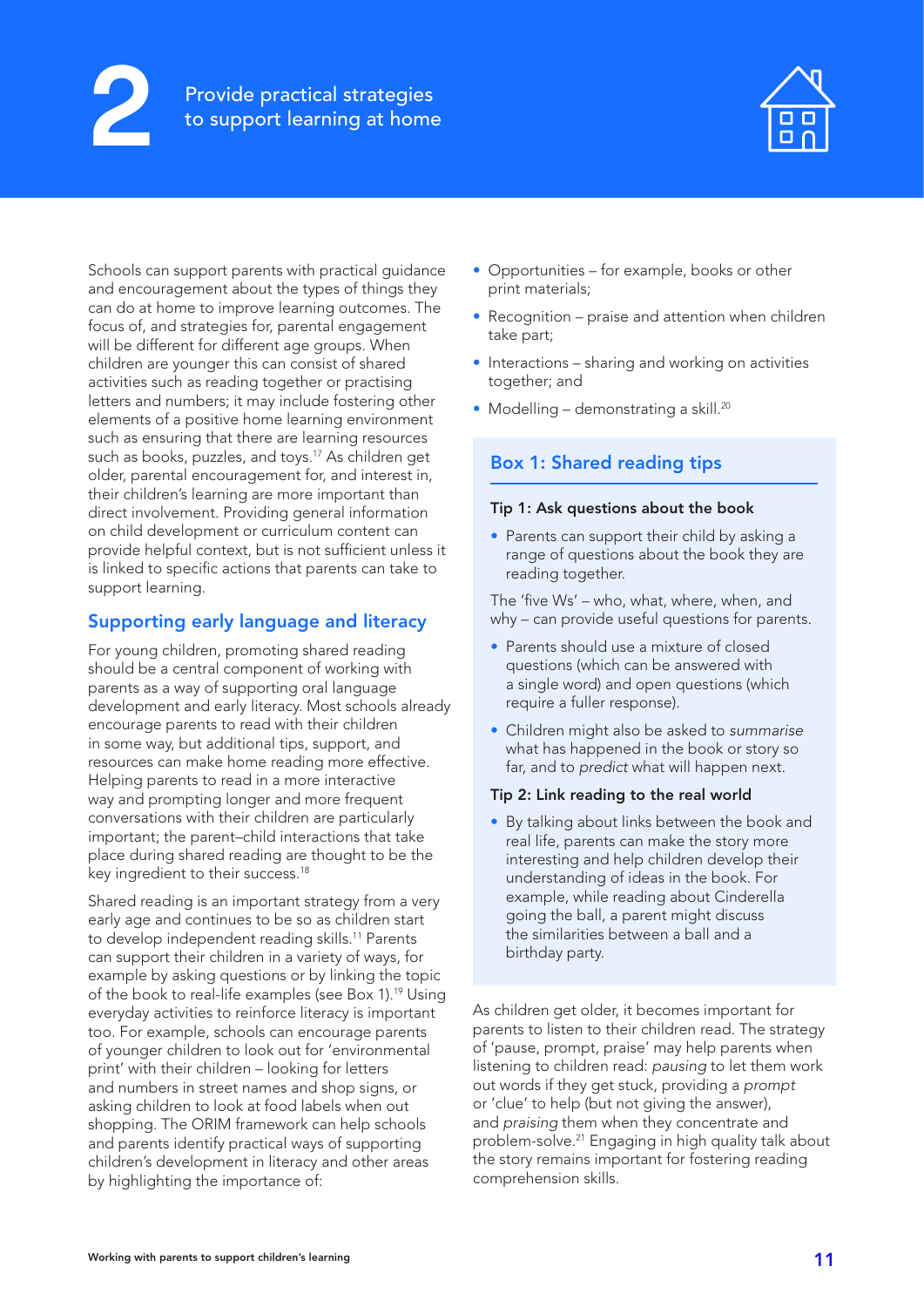# 2 Provide practical strategies to support learning at home

Schools can support parents with practical guidance and encouragement about the types of things they can do at home to improve learning outcomes. The focus of, and strategies for, parental engagement will be different for different age groups. When children are younger this can consist of shared activities such as reading together or practising letters and numbers; it may include fostering other elements of a positive home learning environment such as ensuring that there are learning resources such as books, puzzles, and toys.[17] As children get older, parental encouragement for, and interest in, their children's learning are more important than direct involvement. Providing general information on child development or curriculum content can provide helpful context, but is not sufficient unless it is linked to specific actions that parents can take to support learning.

## Supporting early language and literacy

For young children, promoting shared reading should be a central component of working with parents as a way of supporting oral language development and early literacy. Most schools already encourage parents to read with their children in some way, but additional tips, support, and resources can make home reading more effective. Helping parents to read in a more interactive way and prompting longer and more frequent conversations with their children are particularly important; the parent–child interactions that take place during shared reading are thought to be the key ingredient to their success.[18]

Shared reading is an important strategy from a very early age and continues to be so as children start to develop independent reading skills.[11] Parents can support their children in a variety of ways, for example by asking questions or by linking the topic of the book to real-life examples (see Box 1).[19] Using everyday activities to reinforce literacy is important too. For example, schools can encourage parents of younger children to look out for 'environmental print' with their children – looking for letters and numbers in street names and shop signs, or asking children to look at food labels when out shopping. The ORIM framework can help schools and parents identify practical ways of supporting children's development in literacy and other areas by highlighting the importance of:

- Opportunities – for example, books or other print materials;
- Recognition – praise and attention when children take part;
- Interactions – sharing and working on activities together; and
- Modelling – demonstrating a skill.[20]

### Box 1: Shared reading tips

**Tip 1: Ask questions about the book**

- Parents can support their child by asking a range of questions about the book they are reading together.

The 'five Ws' – who, what, where, when, and why – can provide useful questions for parents.

- Parents should use a mixture of closed questions (which can be answered with a single word) and open questions (which require a fuller response).
- Children might also be asked to *summarise* what has happened in the book or story so far, and to *predict* what will happen next.

**Tip 2: Link reading to the real world**

- By talking about links between the book and real life, parents can make the story more interesting and help children develop their understanding of ideas in the book. For example, while reading about Cinderella going the ball, a parent might discuss the similarities between a ball and a birthday party.

As children get older, it becomes important for parents to listen to their children read. The strategy of 'pause, prompt, praise' may help parents when listening to children read: *pausing* to let them work out words if they get stuck, providing a *prompt* or 'clue' to help (but not giving the answer), and *praising* them when they concentrate and problem-solve.[21] Engaging in high quality talk about the story remains important for fostering reading comprehension skills.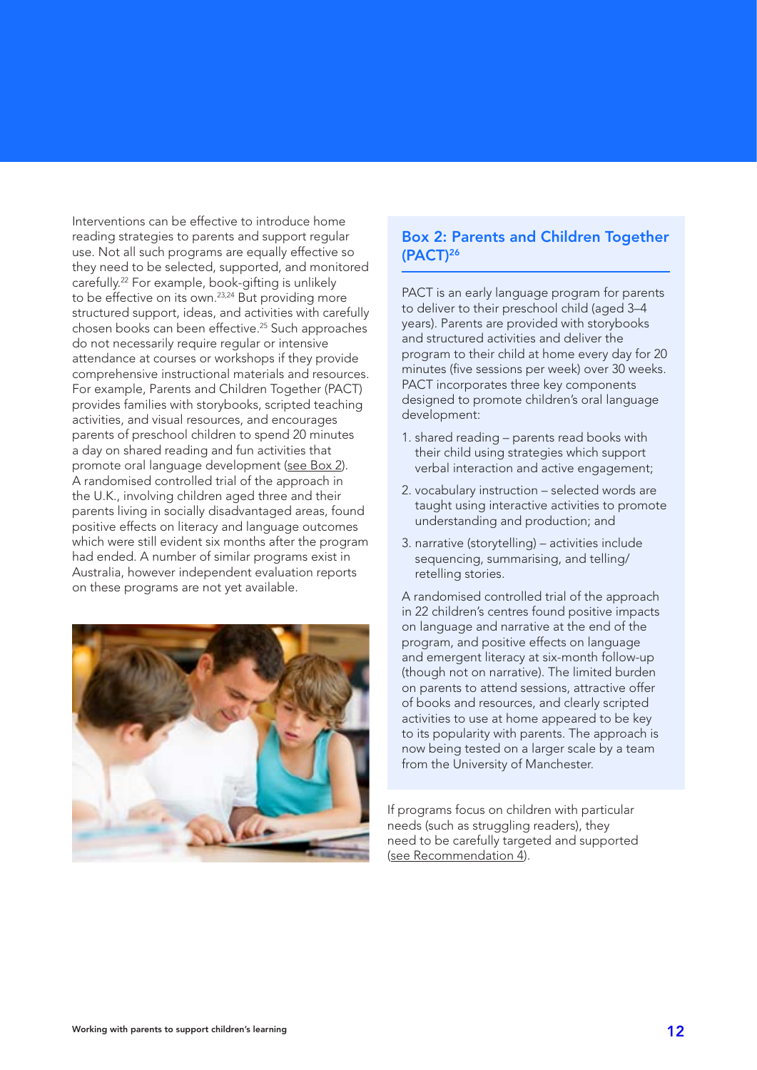Interventions can be effective to introduce home reading strategies to parents and support regular use. Not all such programs are equally effective so they need to be selected, supported, and monitored carefully.[22] For example, book-gifting is unlikely to be effective on its own.[23,24] But providing more structured support, ideas, and activities with carefully chosen books can been effective.[25] Such approaches do not necessarily require regular or intensive attendance at courses or workshops if they provide comprehensive instructional materials and resources. For example, Parents and Children Together (PACT) provides families with storybooks, scripted teaching activities, and visual resources, and encourages parents of preschool children to spend 20 minutes a day on shared reading and fun activities that promote oral language development (see Box 2). A randomised controlled trial of the approach in the U.K., involving children aged three and their parents living in socially disadvantaged areas, found positive effects on literacy and language outcomes which were still evident six months after the program had ended. A number of similar programs exist in Australia, however independent evaluation reports on these programs are not yet available.

## Box 2: Parents and Children Together (PACT)[26]

PACT is an early language program for parents to deliver to their preschool child (aged 3–4 years). Parents are provided with storybooks and structured activities and deliver the program to their child at home every day for 20 minutes (five sessions per week) over 30 weeks. PACT incorporates three key components designed to promote children's oral language development:

1. shared reading – parents read books with their child using strategies which support verbal interaction and active engagement;
2. vocabulary instruction – selected words are taught using interactive activities to promote understanding and production; and
3. narrative (storytelling) – activities include sequencing, summarising, and telling/retelling stories.

A randomised controlled trial of the approach in 22 children's centres found positive impacts on language and narrative at the end of the program, and positive effects on language and emergent literacy at six-month follow-up (though not on narrative). The limited burden on parents to attend sessions, attractive offer of books and resources, and clearly scripted activities to use at home appeared to be key to its popularity with parents. The approach is now being tested on a larger scale by a team from the University of Manchester.

If programs focus on children with particular needs (such as struggling readers), they need to be carefully targeted and supported (see Recommendation 4).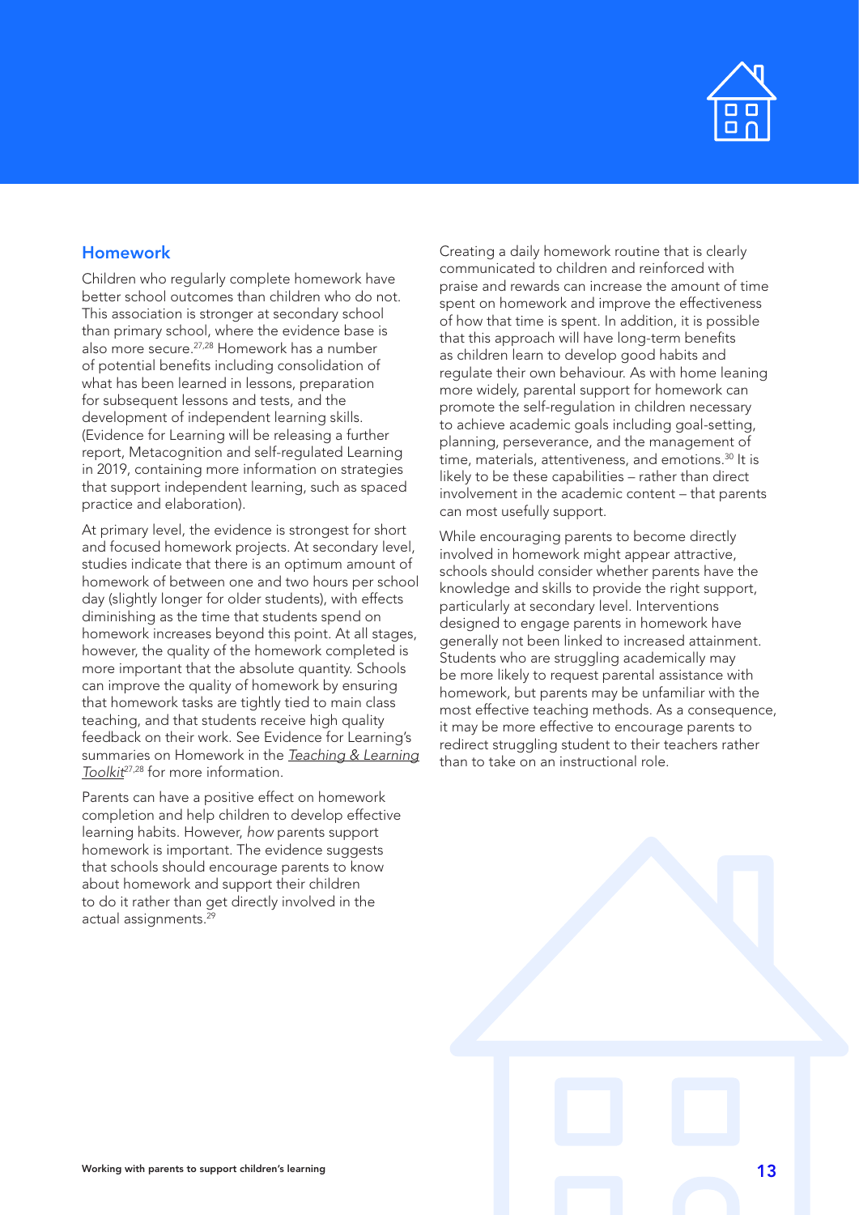## Homework

Children who regularly complete homework have better school outcomes than children who do not. This association is stronger at secondary school than primary school, where the evidence base is also more secure.[27,28] Homework has a number of potential benefits including consolidation of what has been learned in lessons, preparation for subsequent lessons and tests, and the development of independent learning skills. (Evidence for Learning will be releasing a further report, Metacognition and self-regulated Learning in 2019, containing more information on strategies that support independent learning, such as spaced practice and elaboration).

At primary level, the evidence is strongest for short and focused homework projects. At secondary level, studies indicate that there is an optimum amount of homework of between one and two hours per school day (slightly longer for older students), with effects diminishing as the time that students spend on homework increases beyond this point. At all stages, however, the quality of the homework completed is more important that the absolute quantity. Schools can improve the quality of homework by ensuring that homework tasks are tightly tied to main class teaching, and that students receive high quality feedback on their work. See Evidence for Learning's summaries on Homework in the *Teaching & Learning Toolkit*[27,28] for more information.

Parents can have a positive effect on homework completion and help children to develop effective learning habits. However, *how* parents support homework is important. The evidence suggests that schools should encourage parents to know about homework and support their children to do it rather than get directly involved in the actual assignments.[29]

Creating a daily homework routine that is clearly communicated to children and reinforced with praise and rewards can increase the amount of time spent on homework and improve the effectiveness of how that time is spent. In addition, it is possible that this approach will have long-term benefits as children learn to develop good habits and regulate their own behaviour. As with home leaning more widely, parental support for homework can promote the self-regulation in children necessary to achieve academic goals including goal-setting, planning, perseverance, and the management of time, materials, attentiveness, and emotions.[30] It is likely to be these capabilities – rather than direct involvement in the academic content – that parents can most usefully support.

While encouraging parents to become directly involved in homework might appear attractive, schools should consider whether parents have the knowledge and skills to provide the right support, particularly at secondary level. Interventions designed to engage parents in homework have generally not been linked to increased attainment. Students who are struggling academically may be more likely to request parental assistance with homework, but parents may be unfamiliar with the most effective teaching methods. As a consequence, it may be more effective to encourage parents to redirect struggling student to their teachers rather than to take on an instructional role.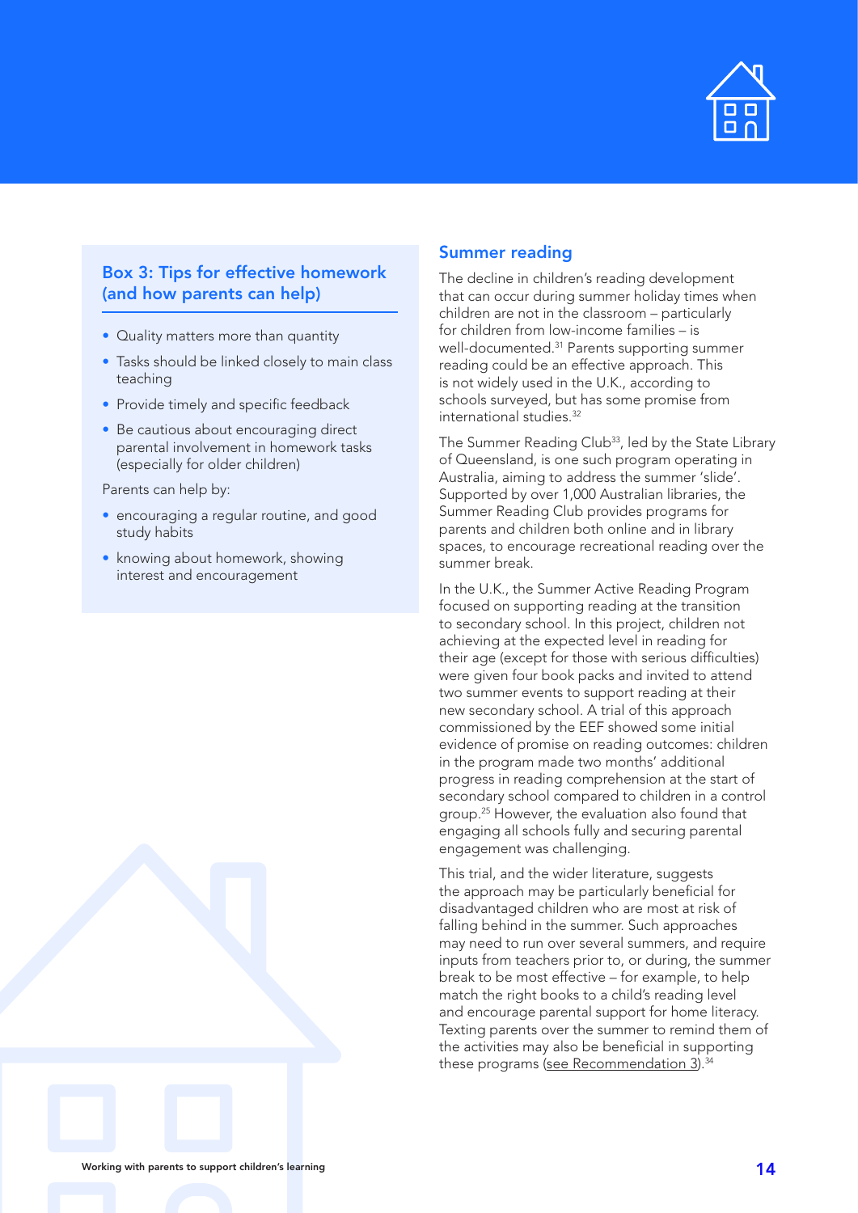### Box 3: Tips for effective homework (and how parents can help)

- Quality matters more than quantity
- Tasks should be linked closely to main class teaching
- Provide timely and specific feedback
- Be cautious about encouraging direct parental involvement in homework tasks (especially for older children)

Parents can help by:

- encouraging a regular routine, and good study habits
- knowing about homework, showing interest and encouragement

## Summer reading

The decline in children's reading development that can occur during summer holiday times when children are not in the classroom – particularly for children from low-income families – is well-documented.[31] Parents supporting summer reading could be an effective approach. This is not widely used in the U.K., according to schools surveyed, but has some promise from international studies.[32]

The Summer Reading Club[33], led by the State Library of Queensland, is one such program operating in Australia, aiming to address the summer 'slide'. Supported by over 1,000 Australian libraries, the Summer Reading Club provides programs for parents and children both online and in library spaces, to encourage recreational reading over the summer break.

In the U.K., the Summer Active Reading Program focused on supporting reading at the transition to secondary school. In this project, children not achieving at the expected level in reading for their age (except for those with serious difficulties) were given four book packs and invited to attend two summer events to support reading at their new secondary school. A trial of this approach commissioned by the EEF showed some initial evidence of promise on reading outcomes: children in the program made two months' additional progress in reading comprehension at the start of secondary school compared to children in a control group.[25] However, the evaluation also found that engaging all schools fully and securing parental engagement was challenging.

This trial, and the wider literature, suggests the approach may be particularly beneficial for disadvantaged children who are most at risk of falling behind in the summer. Such approaches may need to run over several summers, and require inputs from teachers prior to, or during, the summer break to be most effective – for example, to help match the right books to a child's reading level and encourage parental support for home literacy. Texting parents over the summer to remind them of the activities may also be beneficial in supporting these programs (see Recommendation 3).[34]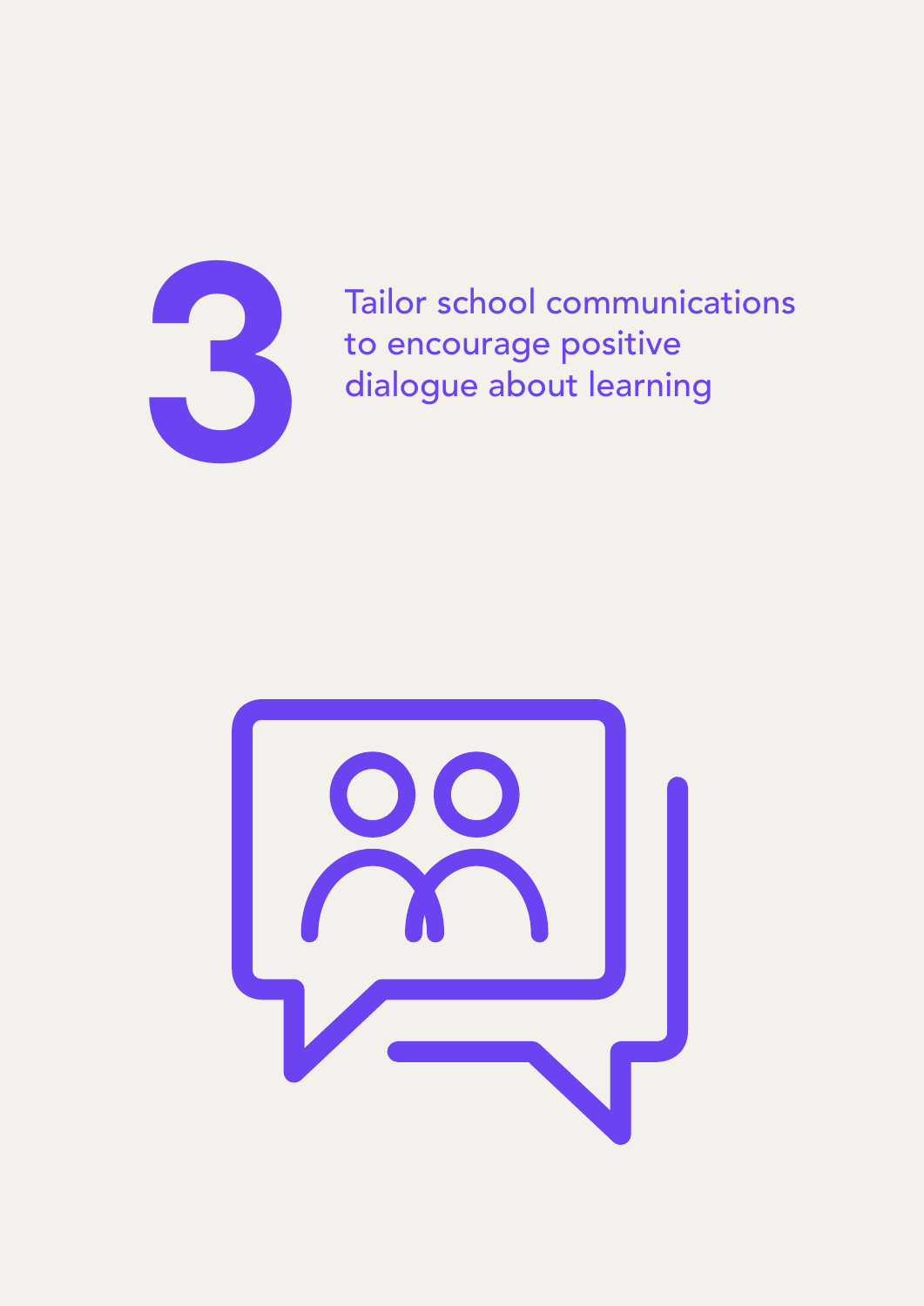# 3

## Tailor school communications to encourage positive dialogue about learning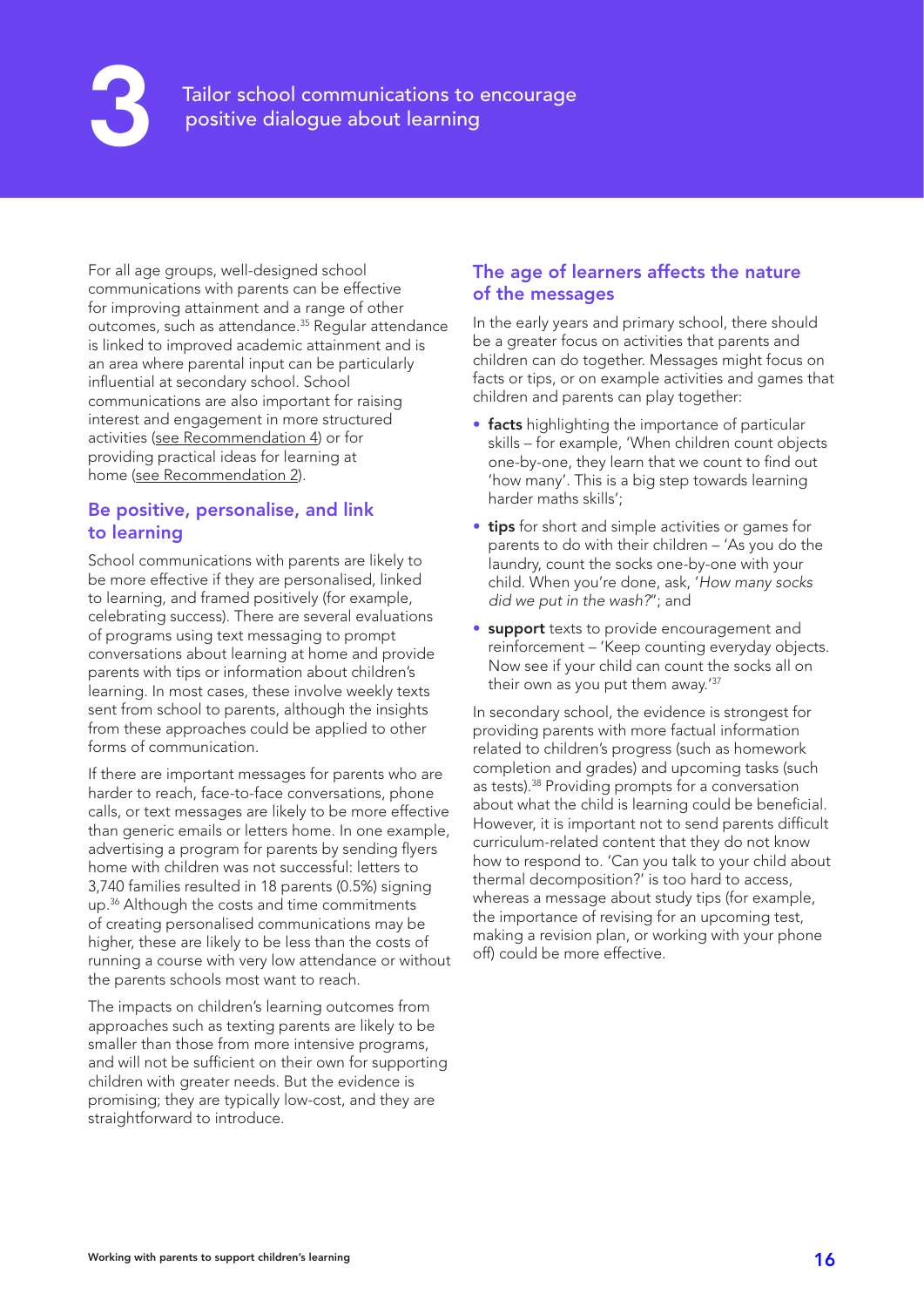# 3 Tailor school communications to encourage positive dialogue about learning

For all age groups, well-designed school communications with parents can be effective for improving attainment and a range of other outcomes, such as attendance.[35] Regular attendance is linked to improved academic attainment and is an area where parental input can be particularly influential at secondary school. School communications are also important for raising interest and engagement in more structured activities (see Recommendation 4) or for providing practical ideas for learning at home (see Recommendation 2).

## Be positive, personalise, and link to learning

School communications with parents are likely to be more effective if they are personalised, linked to learning, and framed positively (for example, celebrating success). There are several evaluations of programs using text messaging to prompt conversations about learning at home and provide parents with tips or information about children's learning. In most cases, these involve weekly texts sent from school to parents, although the insights from these approaches could be applied to other forms of communication.

If there are important messages for parents who are harder to reach, face-to-face conversations, phone calls, or text messages are likely to be more effective than generic emails or letters home. In one example, advertising a program for parents by sending flyers home with children was not successful: letters to 3,740 families resulted in 18 parents (0.5%) signing up.[36] Although the costs and time commitments of creating personalised communications may be higher, these are likely to be less than the costs of running a course with very low attendance or without the parents schools most want to reach.

The impacts on children's learning outcomes from approaches such as texting parents are likely to be smaller than those from more intensive programs, and will not be sufficient on their own for supporting children with greater needs. But the evidence is promising; they are typically low-cost, and they are straightforward to introduce.

## The age of learners affects the nature of the messages

In the early years and primary school, there should be a greater focus on activities that parents and children can do together. Messages might focus on facts or tips, or on example activities and games that children and parents can play together:

- **facts** highlighting the importance of particular skills – for example, 'When children count objects one-by-one, they learn that we count to find out 'how many'. This is a big step towards learning harder maths skills';
- **tips** for short and simple activities or games for parents to do with their children – 'As you do the laundry, count the socks one-by-one with your child. When you're done, ask, '*How many socks did we put in the wash?*''; and
- **support** texts to provide encouragement and reinforcement – 'Keep counting everyday objects. Now see if your child can count the socks all on their own as you put them away.'[37]

In secondary school, the evidence is strongest for providing parents with more factual information related to children's progress (such as homework completion and grades) and upcoming tasks (such as tests).[38] Providing prompts for a conversation about what the child is learning could be beneficial. However, it is important not to send parents difficult curriculum-related content that they do not know how to respond to. 'Can you talk to your child about thermal decomposition?' is too hard to access, whereas a message about study tips (for example, the importance of revising for an upcoming test, making a revision plan, or working with your phone off) could be more effective.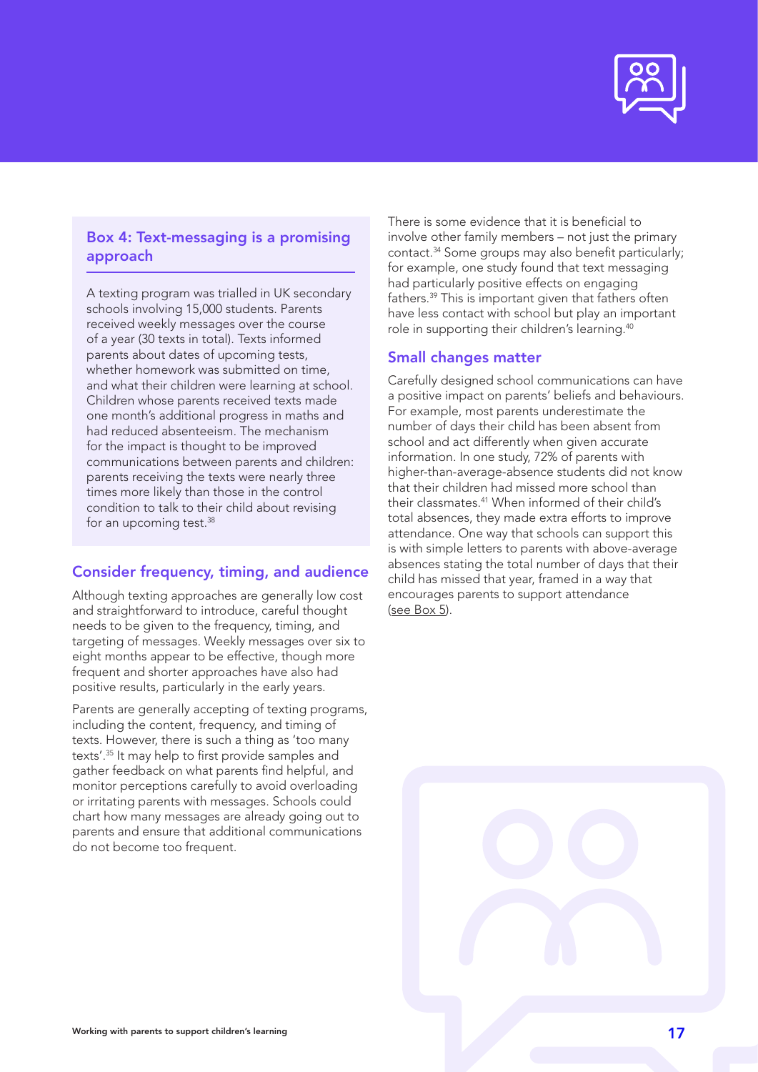## Box 4: Text-messaging is a promising approach

A texting program was trialled in UK secondary schools involving 15,000 students. Parents received weekly messages over the course of a year (30 texts in total). Texts informed parents about dates of upcoming tests, whether homework was submitted on time, and what their children were learning at school. Children whose parents received texts made one month's additional progress in maths and had reduced absenteeism. The mechanism for the impact is thought to be improved communications between parents and children: parents receiving the texts were nearly three times more likely than those in the control condition to talk to their child about revising for an upcoming test.[38]

## Consider frequency, timing, and audience

Although texting approaches are generally low cost and straightforward to introduce, careful thought needs to be given to the frequency, timing, and targeting of messages. Weekly messages over six to eight months appear to be effective, though more frequent and shorter approaches have also had positive results, particularly in the early years.

Parents are generally accepting of texting programs, including the content, frequency, and timing of texts. However, there is such a thing as 'too many texts'.[35] It may help to first provide samples and gather feedback on what parents find helpful, and monitor perceptions carefully to avoid overloading or irritating parents with messages. Schools could chart how many messages are already going out to parents and ensure that additional communications do not become too frequent.

There is some evidence that it is beneficial to involve other family members – not just the primary contact.[34] Some groups may also benefit particularly; for example, one study found that text messaging had particularly positive effects on engaging fathers.[39] This is important given that fathers often have less contact with school but play an important role in supporting their children's learning.[40]

## Small changes matter

Carefully designed school communications can have a positive impact on parents' beliefs and behaviours. For example, most parents underestimate the number of days their child has been absent from school and act differently when given accurate information. In one study, 72% of parents with higher-than-average-absence students did not know that their children had missed more school than their classmates.[41] When informed of their child's total absences, they made extra efforts to improve attendance. One way that schools can support this is with simple letters to parents with above-average absences stating the total number of days that their child has missed that year, framed in a way that encourages parents to support attendance (see Box 5).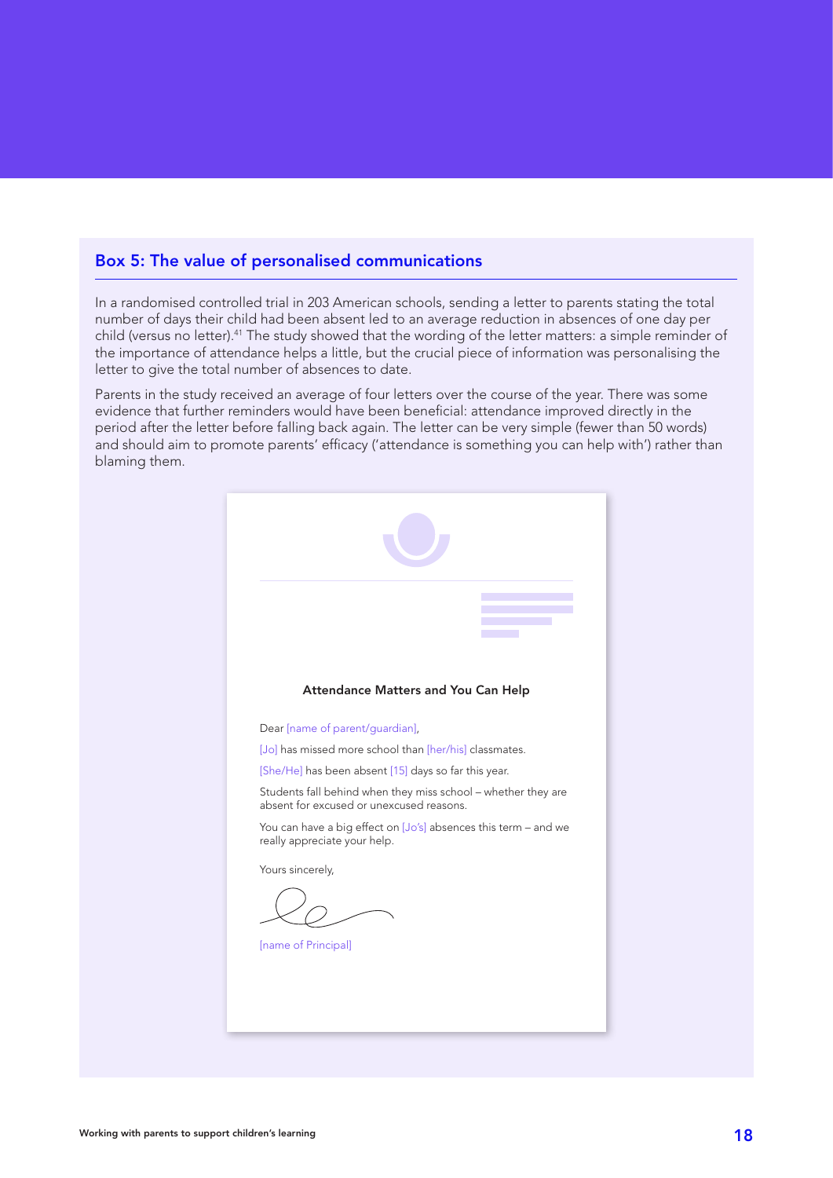## Box 5: The value of personalised communications

In a randomised controlled trial in 203 American schools, sending a letter to parents stating the total number of days their child had been absent led to an average reduction in absences of one day per child (versus no letter).[41] The study showed that the wording of the letter matters: a simple reminder of the importance of attendance helps a little, but the crucial piece of information was personalising the letter to give the total number of absences to date.

Parents in the study received an average of four letters over the course of the year. There was some evidence that further reminders would have been beneficial: attendance improved directly in the period after the letter before falling back again. The letter can be very simple (fewer than 50 words) and should aim to promote parents' efficacy ('attendance is something you can help with') rather than blaming them.

**Attendance Matters and You Can Help**

Dear [name of parent/guardian],

[Jo] has missed more school than [her/his] classmates.

[She/He] has been absent [15] days so far this year.

Students fall behind when they miss school – whether they are absent for excused or unexcused reasons.

You can have a big effect on [Jo's] absences this term – and we really appreciate your help.

Yours sincerely,

[name of Principal]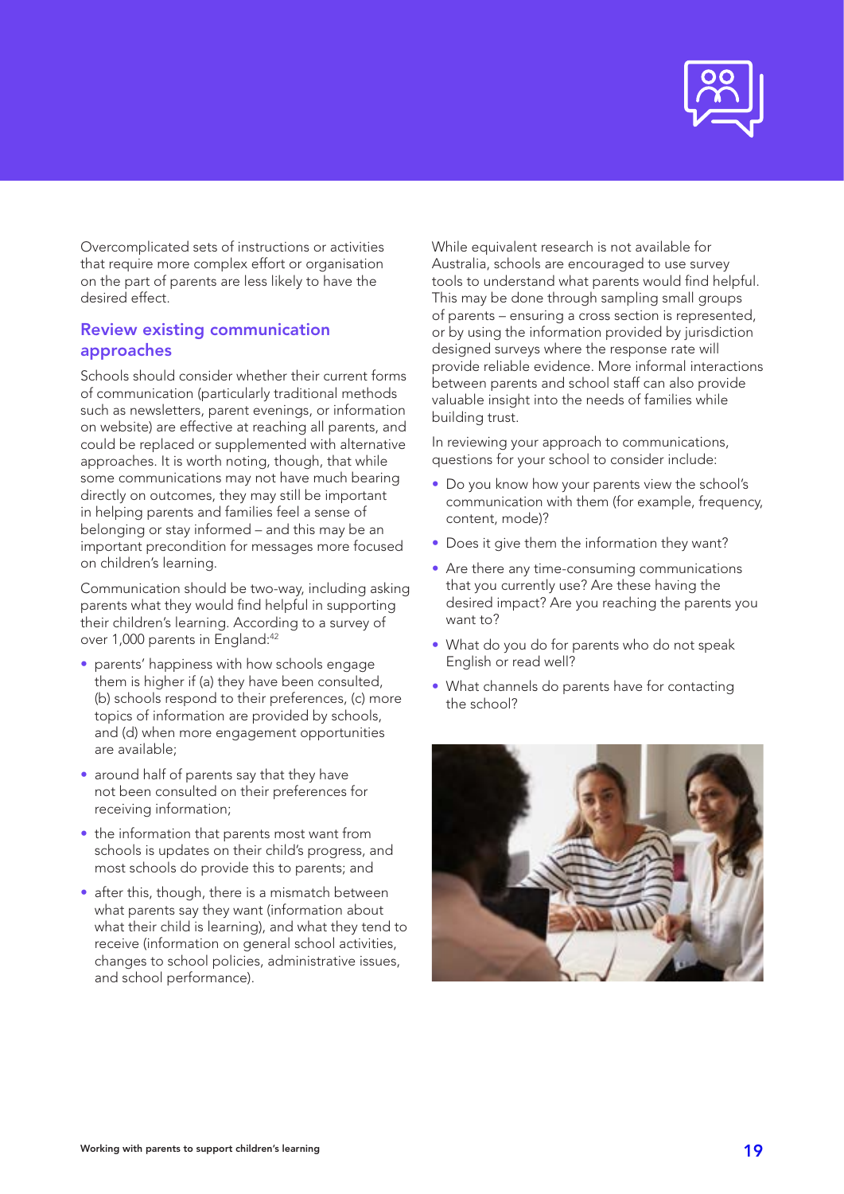Overcomplicated sets of instructions or activities that require more complex effort or organisation on the part of parents are less likely to have the desired effect.

## Review existing communication approaches

Schools should consider whether their current forms of communication (particularly traditional methods such as newsletters, parent evenings, or information on website) are effective at reaching all parents, and could be replaced or supplemented with alternative approaches. It is worth noting, though, that while some communications may not have much bearing directly on outcomes, they may still be important in helping parents and families feel a sense of belonging or stay informed – and this may be an important precondition for messages more focused on children's learning.

Communication should be two-way, including asking parents what they would find helpful in supporting their children's learning. According to a survey of over 1,000 parents in England:[42]

- parents' happiness with how schools engage them is higher if (a) they have been consulted, (b) schools respond to their preferences, (c) more topics of information are provided by schools, and (d) when more engagement opportunities are available;
- around half of parents say that they have not been consulted on their preferences for receiving information;
- the information that parents most want from schools is updates on their child's progress, and most schools do provide this to parents; and
- after this, though, there is a mismatch between what parents say they want (information about what their child is learning), and what they tend to receive (information on general school activities, changes to school policies, administrative issues, and school performance).

While equivalent research is not available for Australia, schools are encouraged to use survey tools to understand what parents would find helpful. This may be done through sampling small groups of parents – ensuring a cross section is represented, or by using the information provided by jurisdiction designed surveys where the response rate will provide reliable evidence. More informal interactions between parents and school staff can also provide valuable insight into the needs of families while building trust.

In reviewing your approach to communications, questions for your school to consider include:

- Do you know how your parents view the school's communication with them (for example, frequency, content, mode)?
- Does it give them the information they want?
- Are there any time-consuming communications that you currently use? Are these having the desired impact? Are you reaching the parents you want to?
- What do you do for parents who do not speak English or read well?
- What channels do parents have for contacting the school?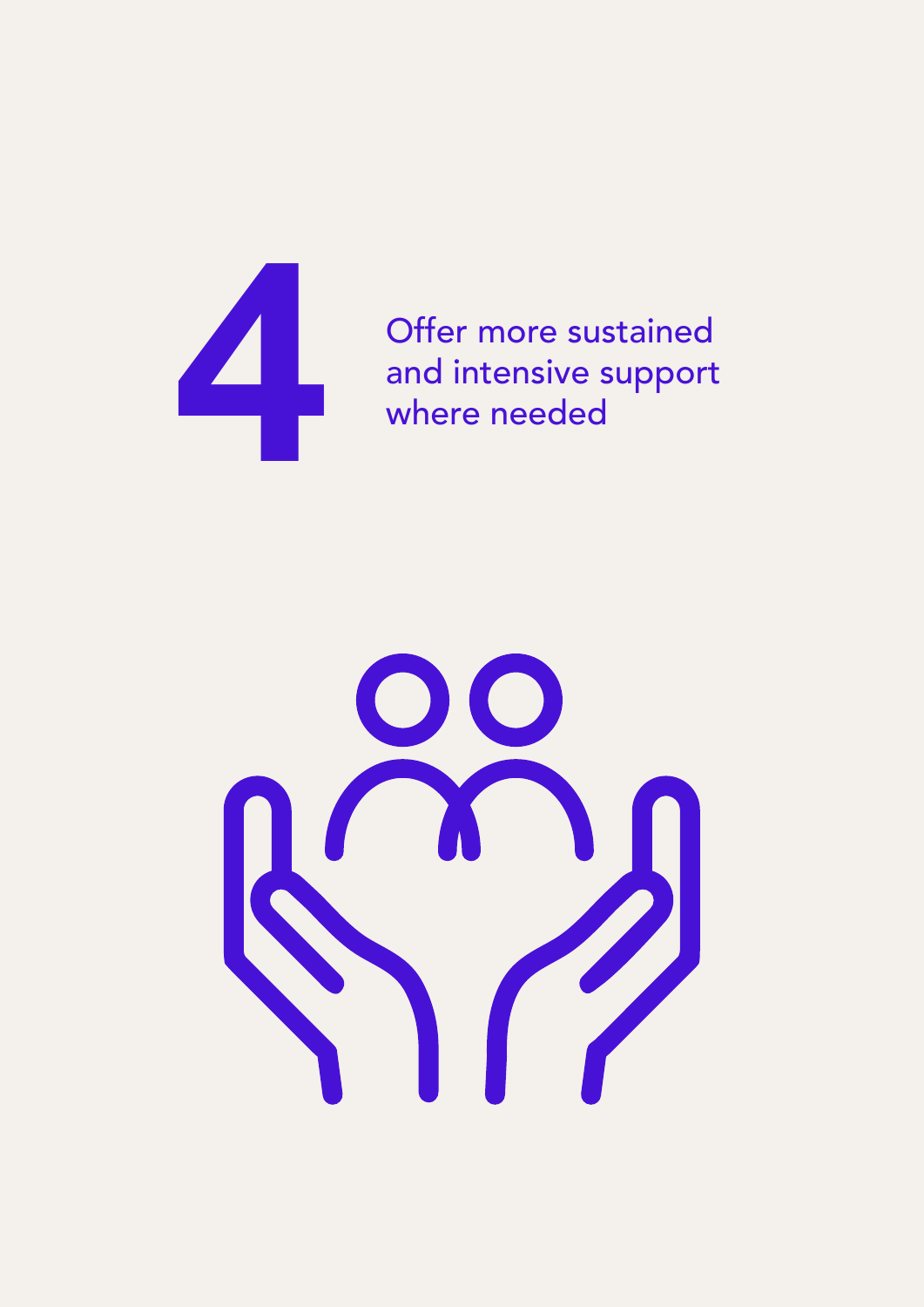# 4

## Offer more sustained and intensive support where needed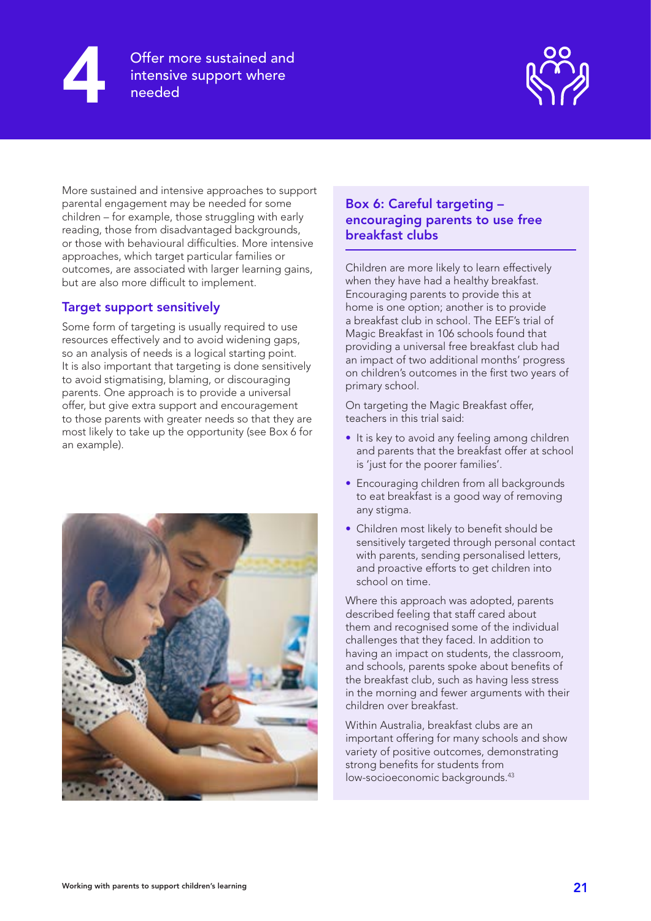# 4 Offer more sustained and intensive support where needed

More sustained and intensive approaches to support parental engagement may be needed for some children – for example, those struggling with early reading, those from disadvantaged backgrounds, or those with behavioural difficulties. More intensive approaches, which target particular families or outcomes, are associated with larger learning gains, but are also more difficult to implement.

## Target support sensitively

Some form of targeting is usually required to use resources effectively and to avoid widening gaps, so an analysis of needs is a logical starting point. It is also important that targeting is done sensitively to avoid stigmatising, blaming, or discouraging parents. One approach is to provide a universal offer, but give extra support and encouragement to those parents with greater needs so that they are most likely to take up the opportunity (see Box 6 for an example).

### Box 6: Careful targeting – encouraging parents to use free breakfast clubs

Children are more likely to learn effectively when they have had a healthy breakfast. Encouraging parents to provide this at home is one option; another is to provide a breakfast club in school. The EEF's trial of Magic Breakfast in 106 schools found that providing a universal free breakfast club had an impact of two additional months' progress on children's outcomes in the first two years of primary school.

On targeting the Magic Breakfast offer, teachers in this trial said:

- It is key to avoid any feeling among children and parents that the breakfast offer at school is 'just for the poorer families'.
- Encouraging children from all backgrounds to eat breakfast is a good way of removing any stigma.
- Children most likely to benefit should be sensitively targeted through personal contact with parents, sending personalised letters, and proactive efforts to get children into school on time.

Where this approach was adopted, parents described feeling that staff cared about them and recognised some of the individual challenges that they faced. In addition to having an impact on students, the classroom, and schools, parents spoke about benefits of the breakfast club, such as having less stress in the morning and fewer arguments with their children over breakfast.

Within Australia, breakfast clubs are an important offering for many schools and show variety of positive outcomes, demonstrating strong benefits for students from low-socioeconomic backgrounds.[43]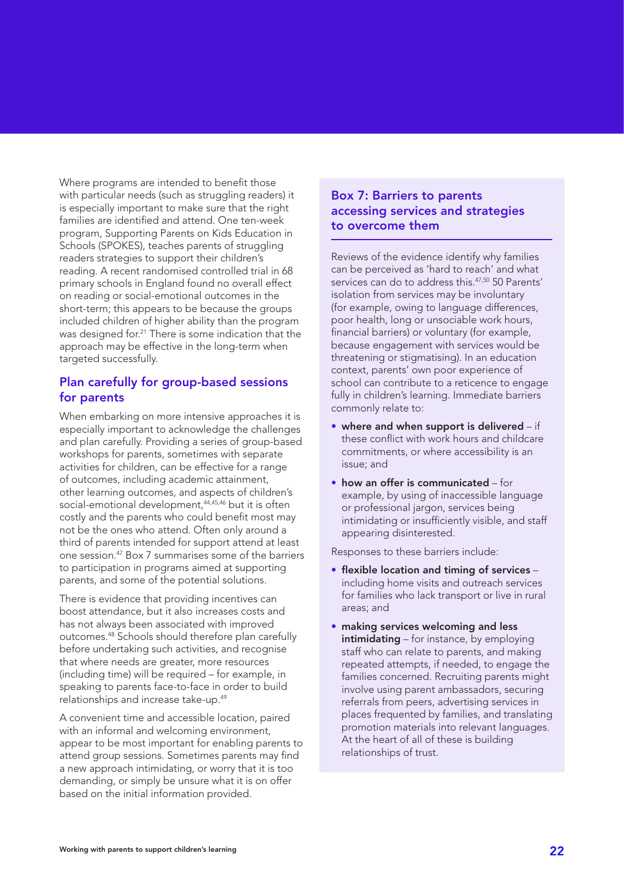Where programs are intended to benefit those with particular needs (such as struggling readers) it is especially important to make sure that the right families are identified and attend. One ten-week program, Supporting Parents on Kids Education in Schools (SPOKES), teaches parents of struggling readers strategies to support their children's reading. A recent randomised controlled trial in 68 primary schools in England found no overall effect on reading or social-emotional outcomes in the short-term; this appears to be because the groups included children of higher ability than the program was designed for.[21] There is some indication that the approach may be effective in the long-term when targeted successfully.

## Plan carefully for group-based sessions for parents

When embarking on more intensive approaches it is especially important to acknowledge the challenges and plan carefully. Providing a series of group-based workshops for parents, sometimes with separate activities for children, can be effective for a range of outcomes, including academic attainment, other learning outcomes, and aspects of children's social-emotional development,[44,45,46] but it is often costly and the parents who could benefit most may not be the ones who attend. Often only around a third of parents intended for support attend at least one session.[47] Box 7 summarises some of the barriers to participation in programs aimed at supporting parents, and some of the potential solutions.

There is evidence that providing incentives can boost attendance, but it also increases costs and has not always been associated with improved outcomes.[48] Schools should therefore plan carefully before undertaking such activities, and recognise that where needs are greater, more resources (including time) will be required – for example, in speaking to parents face-to-face in order to build relationships and increase take-up.[49]

A convenient time and accessible location, paired with an informal and welcoming environment, appear to be most important for enabling parents to attend group sessions. Sometimes parents may find a new approach intimidating, or worry that it is too demanding, or simply be unsure what it is on offer based on the initial information provided.

### Box 7: Barriers to parents accessing services and strategies to overcome them

Reviews of the evidence identify why families can be perceived as 'hard to reach' and what services can do to address this.[47,50] 50 Parents' isolation from services may be involuntary (for example, owing to language differences, poor health, long or unsociable work hours, financial barriers) or voluntary (for example, because engagement with services would be threatening or stigmatising). In an education context, parents' own poor experience of school can contribute to a reticence to engage fully in children's learning. Immediate barriers commonly relate to:

- **where and when support is delivered** – if these conflict with work hours and childcare commitments, or where accessibility is an issue; and
- **how an offer is communicated** – for example, by using of inaccessible language or professional jargon, services being intimidating or insufficiently visible, and staff appearing disinterested.

Responses to these barriers include:

- **flexible location and timing of services** – including home visits and outreach services for families who lack transport or live in rural areas; and
- **making services welcoming and less intimidating** – for instance, by employing staff who can relate to parents, and making repeated attempts, if needed, to engage the families concerned. Recruiting parents might involve using parent ambassadors, securing referrals from peers, advertising services in places frequented by families, and translating promotion materials into relevant languages. At the heart of all of these is building relationships of trust.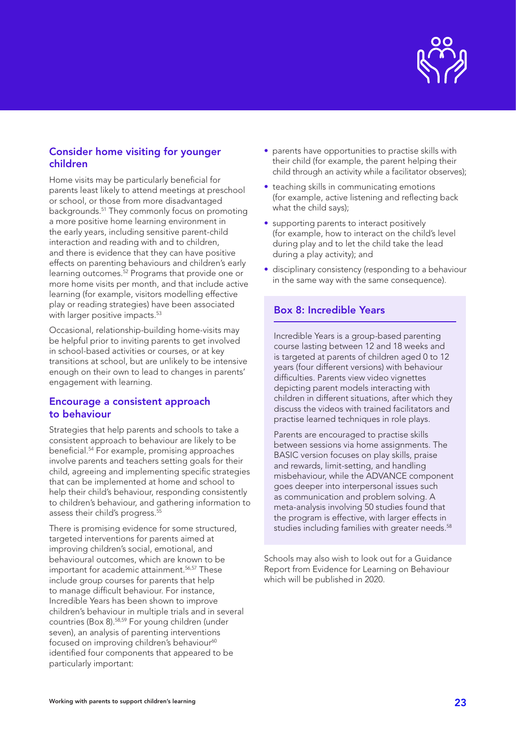## Consider home visiting for younger children

Home visits may be particularly beneficial for parents least likely to attend meetings at preschool or school, or those from more disadvantaged backgrounds.[51] They commonly focus on promoting a more positive home learning environment in the early years, including sensitive parent-child interaction and reading with and to children, and there is evidence that they can have positive effects on parenting behaviours and children's early learning outcomes.[52] Programs that provide one or more home visits per month, and that include active learning (for example, visitors modelling effective play or reading strategies) have been associated with larger positive impacts.[53]

Occasional, relationship-building home-visits may be helpful prior to inviting parents to get involved in school-based activities or courses, or at key transitions at school, but are unlikely to be intensive enough on their own to lead to changes in parents' engagement with learning.

## Encourage a consistent approach to behaviour

Strategies that help parents and schools to take a consistent approach to behaviour are likely to be beneficial.[54] For example, promising approaches involve parents and teachers setting goals for their child, agreeing and implementing specific strategies that can be implemented at home and school to help their child's behaviour, responding consistently to children's behaviour, and gathering information to assess their child's progress.[55]

There is promising evidence for some structured, targeted interventions for parents aimed at improving children's social, emotional, and behavioural outcomes, which are known to be important for academic attainment.[56,57] These include group courses for parents that help to manage difficult behaviour. For instance, Incredible Years has been shown to improve children's behaviour in multiple trials and in several countries (Box 8).[58,59] For young children (under seven), an analysis of parenting interventions focused on improving children's behaviour[60] identified four components that appeared to be particularly important:

- parents have opportunities to practise skills with their child (for example, the parent helping their child through an activity while a facilitator observes);
- teaching skills in communicating emotions (for example, active listening and reflecting back what the child says);
- supporting parents to interact positively (for example, how to interact on the child's level during play and to let the child take the lead during a play activity); and
- disciplinary consistency (responding to a behaviour in the same way with the same consequence).

### Box 8: Incredible Years

Incredible Years is a group-based parenting course lasting between 12 and 18 weeks and is targeted at parents of children aged 0 to 12 years (four different versions) with behaviour difficulties. Parents view video vignettes depicting parent models interacting with children in different situations, after which they discuss the videos with trained facilitators and practise learned techniques in role plays.

Parents are encouraged to practise skills between sessions via home assignments. The BASIC version focuses on play skills, praise and rewards, limit-setting, and handling misbehaviour, while the ADVANCE component goes deeper into interpersonal issues such as communication and problem solving. A meta-analysis involving 50 studies found that the program is effective, with larger effects in studies including families with greater needs.[58]

Schools may also wish to look out for a Guidance Report from Evidence for Learning on Behaviour which will be published in 2020.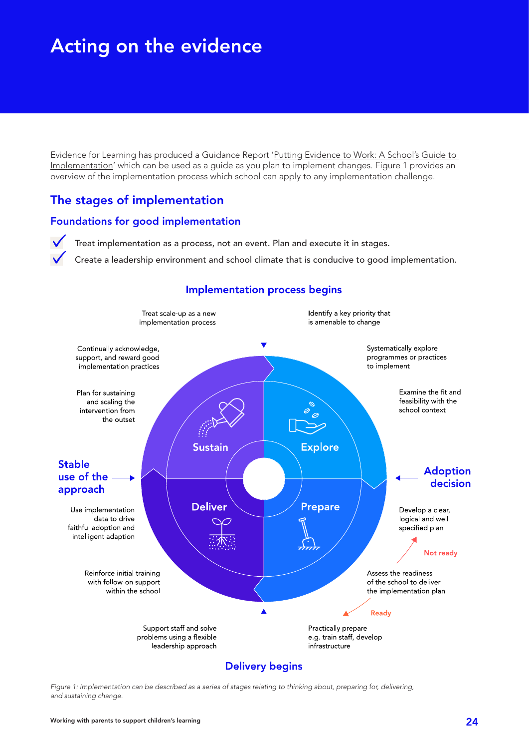# Acting on the evidence

Evidence for Learning has produced a Guidance Report 'Putting Evidence to Work: A School's Guide to Implementation' which can be used as a guide as you plan to implement changes. Figure 1 provides an overview of the implementation process which school can apply to any implementation challenge.

## The stages of implementation

### Foundations for good implementation

- ✓ Treat implementation as a process, not an event. Plan and execute it in stages.
- ✓ Create a leadership environment and school climate that is conducive to good implementation.

**Implementation process begins**

Treat scale-up as a new implementation process

Identify a key priority that is amenable to change

**Explore**

Systematically explore programmes or practices to implement

Examine the fit and feasibility with the school context

**Adoption decision**

**Prepare**

Develop a clear, logical and well specified plan

Not ready

Assess the readiness of the school to deliver the implementation plan

Ready

Practically prepare e.g. train staff, develop infrastructure

**Delivery begins**

**Deliver**

Support staff and solve problems using a flexible leadership approach

Reinforce initial training with follow-on support within the school

Use implementation data to drive faithful adoption and intelligent adaption

**Stable use of the approach**

**Sustain**

Plan for sustaining and scaling the intervention from the outset

Continually acknowledge, support, and reward good implementation practices

*Figure 1: Implementation can be described as a series of stages relating to thinking about, preparing for, delivering, and sustaining change.*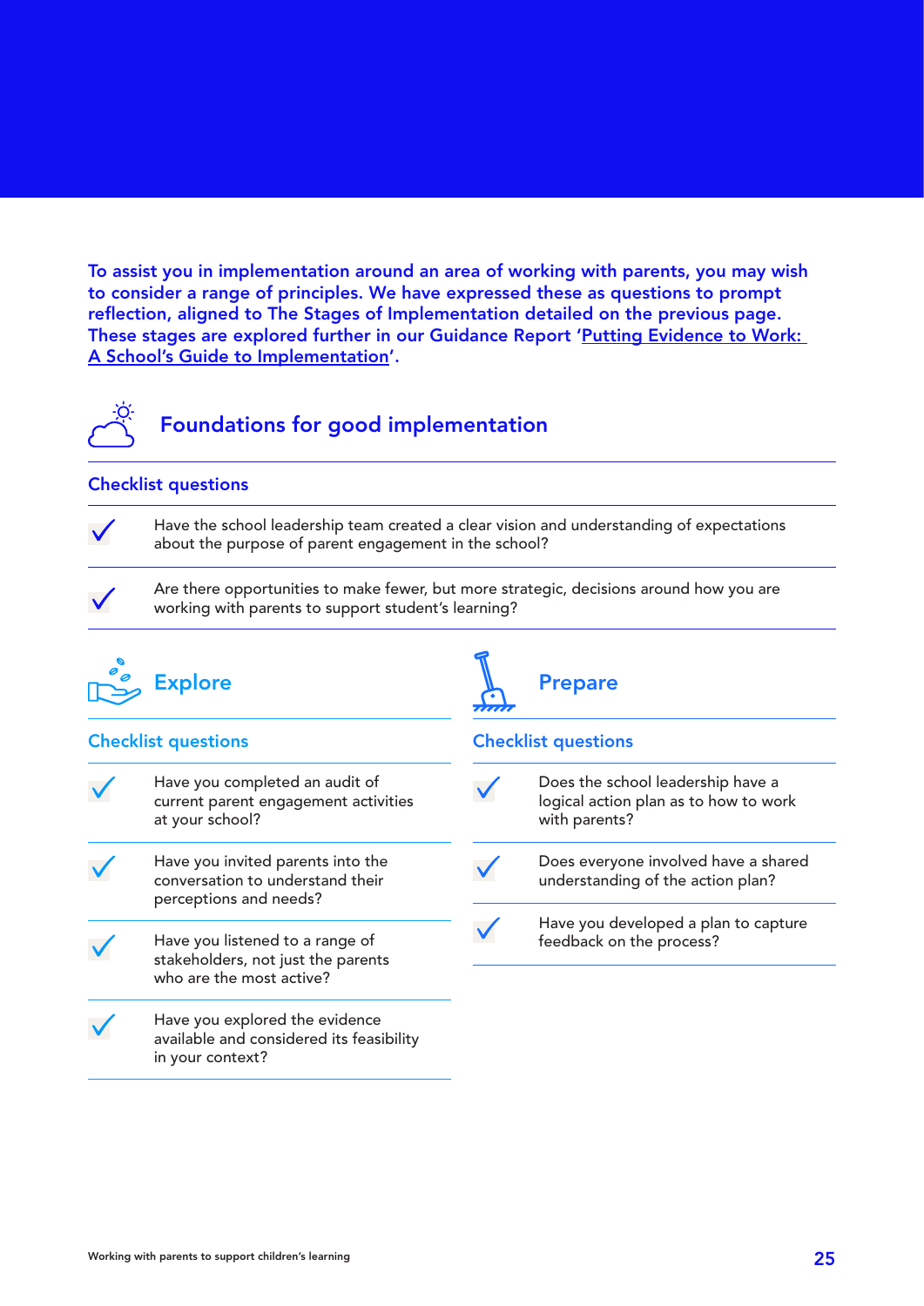**To assist you in implementation around an area of working with parents, you may wish to consider a range of principles. We have expressed these as questions to prompt reflection, aligned to The Stages of Implementation detailed on the previous page. These stages are explored further in our Guidance Report '[Putting Evidence to Work: A School's Guide to Implementation]'.**

## Foundations for good implementation

### Checklist questions

- ✓ Have the school leadership team created a clear vision and understanding of expectations about the purpose of parent engagement in the school?
- ✓ Are there opportunities to make fewer, but more strategic, decisions around how you are working with parents to support student's learning?

## Explore

### Checklist questions

- ✓ Have you completed an audit of current parent engagement activities at your school?
- ✓ Have you invited parents into the conversation to understand their perceptions and needs?
- ✓ Have you listened to a range of stakeholders, not just the parents who are the most active?
- ✓ Have you explored the evidence available and considered its feasibility in your context?

## Prepare

### Checklist questions

- ✓ Does the school leadership have a logical action plan as to how to work with parents?
- ✓ Does everyone involved have a shared understanding of the action plan?
- ✓ Have you developed a plan to capture feedback on the process?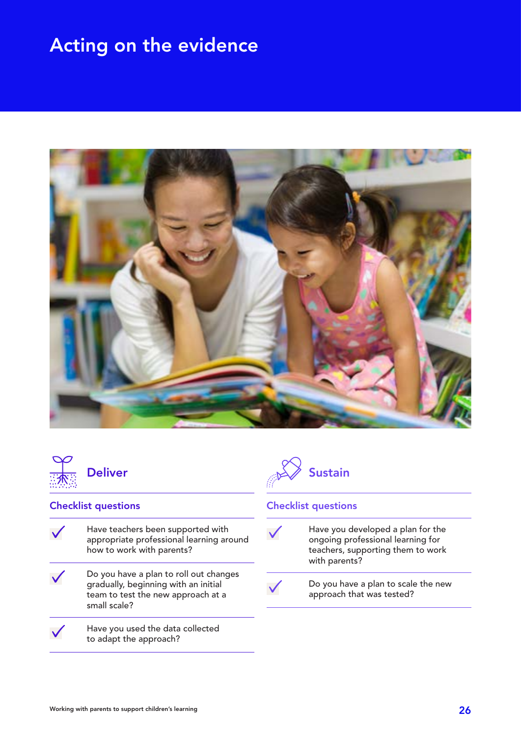# Acting on the evidence

## Deliver

### Checklist questions

- ✓ Have teachers been supported with appropriate professional learning around how to work with parents?
- ✓ Do you have a plan to roll out changes gradually, beginning with an initial team to test the new approach at a small scale?
- ✓ Have you used the data collected to adapt the approach?

## Sustain

### Checklist questions

- ✓ Have you developed a plan for the ongoing professional learning for teachers, supporting them to work with parents?
- ✓ Do you have a plan to scale the new approach that was tested?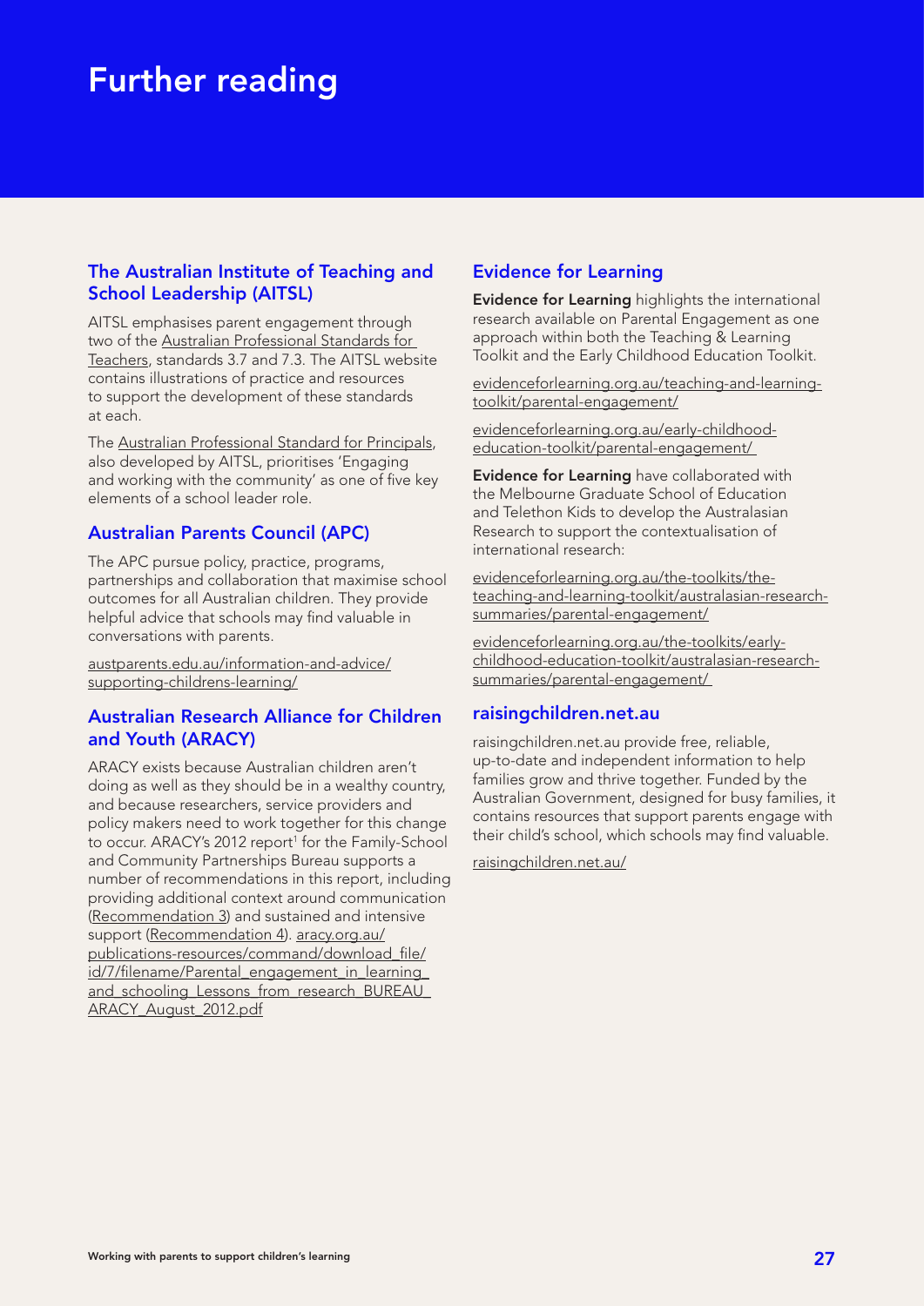# Further reading

## The Australian Institute of Teaching and School Leadership (AITSL)

AITSL emphasises parent engagement through two of the Australian Professional Standards for Teachers, standards 3.7 and 7.3. The AITSL website contains illustrations of practice and resources to support the development of these standards at each.

The Australian Professional Standard for Principals, also developed by AITSL, prioritises 'Engaging and working with the community' as one of five key elements of a school leader role.

## Australian Parents Council (APC)

The APC pursue policy, practice, programs, partnerships and collaboration that maximise school outcomes for all Australian children. They provide helpful advice that schools may find valuable in conversations with parents.

austparents.edu.au/information-and-advice/supporting-childrens-learning/

## Australian Research Alliance for Children and Youth (ARACY)

ARACY exists because Australian children aren't doing as well as they should be in a wealthy country, and because researchers, service providers and policy makers need to work together for this change to occur. ARACY's 2012 report[1] for the Family-School and Community Partnerships Bureau supports a number of recommendations in this report, including providing additional context around communication (Recommendation 3) and sustained and intensive support (Recommendation 4). aracy.org.au/publications-resources/command/download_file/id/7/filename/Parental_engagement_in_learning_and_schooling_Lessons_from_research_BUREAU_ARACY_August_2012.pdf

## Evidence for Learning

**Evidence for Learning** highlights the international research available on Parental Engagement as one approach within both the Teaching & Learning Toolkit and the Early Childhood Education Toolkit.

evidenceforlearning.org.au/teaching-and-learning-toolkit/parental-engagement/

evidenceforlearning.org.au/early-childhood-education-toolkit/parental-engagement/

**Evidence for Learning** have collaborated with the Melbourne Graduate School of Education and Telethon Kids to develop the Australasian Research to support the contextualisation of international research:

evidenceforlearning.org.au/the-toolkits/the-teaching-and-learning-toolkit/australasian-research-summaries/parental-engagement/

evidenceforlearning.org.au/the-toolkits/early-childhood-education-toolkit/australasian-research-summaries/parental-engagement/

## raisingchildren.net.au

raisingchildren.net.au provide free, reliable, up-to-date and independent information to help families grow and thrive together. Funded by the Australian Government, designed for busy families, it contains resources that support parents engage with their child's school, which schools may find valuable.

raisingchildren.net.au/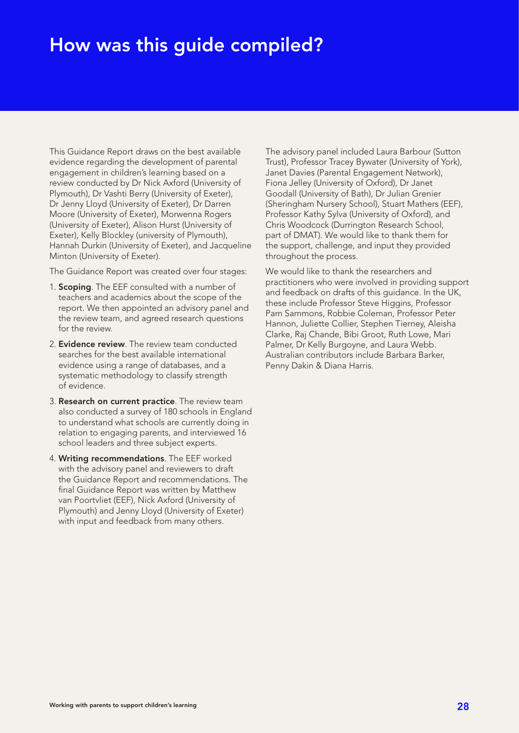# How was this guide compiled?

This Guidance Report draws on the best available evidence regarding the development of parental engagement in children's learning based on a review conducted by Dr Nick Axford (University of Plymouth), Dr Vashti Berry (University of Exeter), Dr Jenny Lloyd (University of Exeter), Dr Darren Moore (University of Exeter), Morwenna Rogers (University of Exeter), Alison Hurst (University of Exeter), Kelly Blockley (university of Plymouth), Hannah Durkin (University of Exeter), and Jacqueline Minton (University of Exeter).

The Guidance Report was created over four stages:

1. **Scoping**. The EEF consulted with a number of teachers and academics about the scope of the report. We then appointed an advisory panel and the review team, and agreed research questions for the review.
2. **Evidence review**. The review team conducted searches for the best available international evidence using a range of databases, and a systematic methodology to classify strength of evidence.
3. **Research on current practice**. The review team also conducted a survey of 180 schools in England to understand what schools are currently doing in relation to engaging parents, and interviewed 16 school leaders and three subject experts.
4. **Writing recommendations**. The EEF worked with the advisory panel and reviewers to draft the Guidance Report and recommendations. The final Guidance Report was written by Matthew van Poortvliet (EEF), Nick Axford (University of Plymouth) and Jenny Lloyd (University of Exeter) with input and feedback from many others.

The advisory panel included Laura Barbour (Sutton Trust), Professor Tracey Bywater (University of York), Janet Davies (Parental Engagement Network), Fiona Jelley (University of Oxford), Dr Janet Goodall (University of Bath), Dr Julian Grenier (Sheringham Nursery School), Stuart Mathers (EEF), Professor Kathy Sylva (University of Oxford), and Chris Woodcock (Durrington Research School, part of DMAT). We would like to thank them for the support, challenge, and input they provided throughout the process.

We would like to thank the researchers and practitioners who were involved in providing support and feedback on drafts of this guidance. In the UK, these include Professor Steve Higgins, Professor Pam Sammons, Robbie Coleman, Professor Peter Hannon, Juliette Collier, Stephen Tierney, Aleisha Clarke, Raj Chande, Bibi Groot, Ruth Lowe, Mari Palmer, Dr Kelly Burgoyne, and Laura Webb. Australian contributors include Barbara Barker, Penny Dakin & Diana Harris.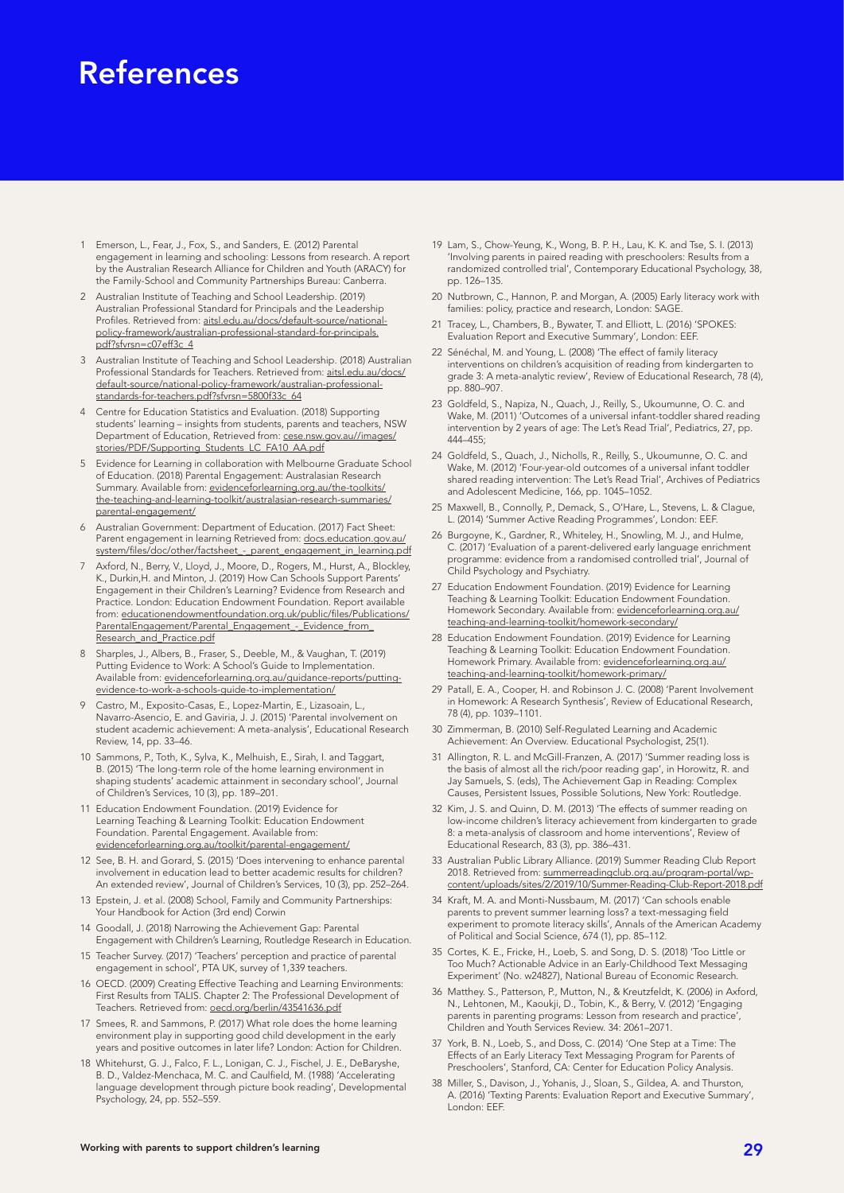# References

1. Emerson, L., Fear, J., Fox, S., and Sanders, E. (2012) Parental engagement in learning and schooling: Lessons from research. A report by the Australian Research Alliance for Children and Youth (ARACY) for the Family-School and Community Partnerships Bureau: Canberra.
2. Australian Institute of Teaching and School Leadership. (2019) Australian Professional Standard for Principals and the Leadership Profiles. Retrieved from: aitsl.edu.au/docs/default-source/national-policy-framework/australian-professional-standard-for-principals.pdf?sfvrsn=c07eff3c_4
3. Australian Institute of Teaching and School Leadership. (2018) Australian Professional Standards for Teachers. Retrieved from: aitsl.edu.au/docs/default-source/national-policy-framework/australian-professional-standards-for-teachers.pdf?sfvrsn=5800f33c_64
4. Centre for Education Statistics and Evaluation. (2018) Supporting students' learning – insights from students, parents and teachers, NSW Department of Education, Retrieved from: cese.nsw.gov.au//images/stories/PDF/Supporting_Students_LC_FA10_AA.pdf
5. Evidence for Learning in collaboration with Melbourne Graduate School of Education. (2018) Parental Engagement: Australasian Research Summary. Available from: evidenceforlearning.org.au/the-toolkits/the-teaching-and-learning-toolkit/australasian-research-summaries/parental-engagement/
6. Australian Government: Department of Education. (2017) Fact Sheet: Parent engagement in learning Retrieved from: docs.education.gov.au/system/files/doc/other/factsheet_-_parent_engagement_in_learning.pdf
7. Axford, N., Berry, V., Lloyd, J., Moore, D., Rogers, M., Hurst, A., Blockley, K., Durkin,H. and Minton, J. (2019) How Can Schools Support Parents' Engagement in their Children's Learning? Evidence from Research and Practice. London: Education Endowment Foundation. Report available from: educationendowmentfoundation.org.uk/public/files/Publications/ParentalEngagement/Parental_Engagement_-_Evidence_from_Research_and_Practice.pdf
8. Sharples, J., Albers, B., Fraser, S., Deeble, M., & Vaughan, T. (2019) Putting Evidence to Work: A School's Guide to Implementation. Available from: evidenceforlearning.org.au/guidance-reports/putting-evidence-to-work-a-schools-guide-to-implementation/
9. Castro, M., Exposito-Casas, E., Lopez-Martin, E., Lizasoain, L., Navarro-Asencio, E. and Gaviria, J. J. (2015) 'Parental involvement on student academic achievement: A meta-analysis', Educational Research Review, 14, pp. 33–46.
10. Sammons, P., Toth, K., Sylva, K., Melhuish, E., Sirah, I. and Taggart, B. (2015) 'The long-term role of the home learning environment in shaping students' academic attainment in secondary school', Journal of Children's Services, 10 (3), pp. 189–201.
11. Education Endowment Foundation. (2019) Evidence for Learning Teaching & Learning Toolkit: Education Endowment Foundation. Parental Engagement. Available from: evidenceforlearning.org.au/toolkit/parental-engagement/
12. See, B. H. and Gorard, S. (2015) 'Does intervening to enhance parental involvement in education lead to better academic results for children? An extended review', Journal of Children's Services, 10 (3), pp. 252–264.
13. Epstein, J. et al. (2008) School, Family and Community Partnerships: Your Handbook for Action (3rd end) Corwin
14. Goodall, J. (2018) Narrowing the Achievement Gap: Parental Engagement with Children's Learning, Routledge Research in Education.
15. Teacher Survey. (2017) 'Teachers' perception and practice of parental engagement in school', PTA UK, survey of 1,339 teachers.
16. OECD. (2009) Creating Effective Teaching and Learning Environments: First Results from TALIS. Chapter 2: The Professional Development of Teachers. Retrieved from: oecd.org/berlin/43541636.pdf
17. Smees, R. and Sammons, P. (2017) What role does the home learning environment play in supporting good child development in the early years and positive outcomes in later life? London: Action for Children.
18. Whitehurst, G. J., Falco, F. L., Lonigan, C. J., Fischel, J. E., DeBaryshe, B. D., Valdez-Menchaca, M. C. and Caulfield, M. (1988) 'Accelerating language development through picture book reading', Developmental Psychology, 24, pp. 552–559.
19. Lam, S., Chow-Yeung, K., Wong, B. P. H., Lau, K. K. and Tse, S. I. (2013) 'Involving parents in paired reading with preschoolers: Results from a randomized controlled trial', Contemporary Educational Psychology, 38, pp. 126–135.
20. Nutbrown, C., Hannon, P. and Morgan, A. (2005) Early literacy work with families: policy, practice and research, London: SAGE.
21. Tracey, L., Chambers, B., Bywater, T. and Elliott, L. (2016) 'SPOKES: Evaluation Report and Executive Summary', London: EEF.
22. Sénéchal, M. and Young, L. (2008) 'The effect of family literacy interventions on children's acquisition of reading from kindergarten to grade 3: A meta-analytic review', Review of Educational Research, 78 (4), pp. 880–907.
23. Goldfeld, S., Napiza, N., Quach, J., Reilly, S., Ukoumunne, O. C. and Wake, M. (2011) 'Outcomes of a universal infant-toddler shared reading intervention by 2 years of age: The Let's Read Trial', Pediatrics, 27, pp. 444–455;
24. Goldfeld, S., Quach, J., Nicholls, R., Reilly, S., Ukoumunne, O. C. and Wake, M. (2012) 'Four-year-old outcomes of a universal infant toddler shared reading intervention: The Let's Read Trial', Archives of Pediatrics and Adolescent Medicine, 166, pp. 1045–1052.
25. Maxwell, B., Connolly, P., Demack, S., O'Hare, L., Stevens, L. & Clague, L. (2014) 'Summer Active Reading Programmes', London: EEF.
26. Burgoyne, K., Gardner, R., Whiteley, H., Snowling, M. J., and Hulme, C. (2017) 'Evaluation of a parent-delivered early language enrichment programme: evidence from a randomised controlled trial', Journal of Child Psychology and Psychiatry.
27. Education Endowment Foundation. (2019) Evidence for Learning Teaching & Learning Toolkit: Education Endowment Foundation. Homework Secondary. Available from: evidenceforlearning.org.au/teaching-and-learning-toolkit/homework-secondary/
28. Education Endowment Foundation. (2019) Evidence for Learning Teaching & Learning Toolkit: Education Endowment Foundation. Homework Primary. Available from: evidenceforlearning.org.au/teaching-and-learning-toolkit/homework-primary/
29. Patall, E. A., Cooper, H. and Robinson J. C. (2008) 'Parent Involvement in Homework: A Research Synthesis', Review of Educational Research, 78 (4), pp. 1039–1101.
30. Zimmerman, B. (2010) Self-Regulated Learning and Academic Achievement: An Overview. Educational Psychologist, 25(1).
31. Allington, R. L. and McGill-Franzen, A. (2017) 'Summer reading loss is the basis of almost all the rich/poor reading gap', in Horowitz, R. and Jay Samuels, S. (eds), The Achievement Gap in Reading: Complex Causes, Persistent Issues, Possible Solutions, New York: Routledge.
32. Kim, J. S. and Quinn, D. M. (2013) 'The effects of summer reading on low-income children's literacy achievement from kindergarten to grade 8: a meta-analysis of classroom and home interventions', Review of Educational Research, 83 (3), pp. 386–431.
33. Australian Public Library Alliance. (2019) Summer Reading Club Report 2018. Retrieved from: summerreadingclub.org.au/program-portal/wp-content/uploads/sites/2/2019/10/Summer-Reading-Club-Report-2018.pdf
34. Kraft, M. A. and Monti-Nussbaum, M. (2017) 'Can schools enable parents to prevent summer learning loss? a text-messaging field experiment to promote literacy skills', Annals of the American Academy of Political and Social Science, 674 (1), pp. 85–112.
35. Cortes, K. E., Fricke, H., Loeb, S. and Song, D. S. (2018) 'Too Little or Too Much? Actionable Advice in an Early-Childhood Text Messaging Experiment' (No. w24827), National Bureau of Economic Research.
36. Matthey. S., Patterson, P., Mutton, N., & Kreutzfeldt, K. (2006) in Axford, N., Lehtonen, M., Kaoukji, D., Tobin, K., & Berry, V. (2012) 'Engaging parents in parenting programs: Lesson from research and practice', Children and Youth Services Review. 34: 2061–2071.
37. York, B. N., Loeb, S., and Doss, C. (2014) 'One Step at a Time: The Effects of an Early Literacy Text Messaging Program for Parents of Preschoolers', Stanford, CA: Center for Education Policy Analysis.
38. Miller, S., Davison, J., Yohanis, J., Sloan, S., Gildea, A. and Thurston, A. (2016) 'Texting Parents: Evaluation Report and Executive Summary', London: EEF.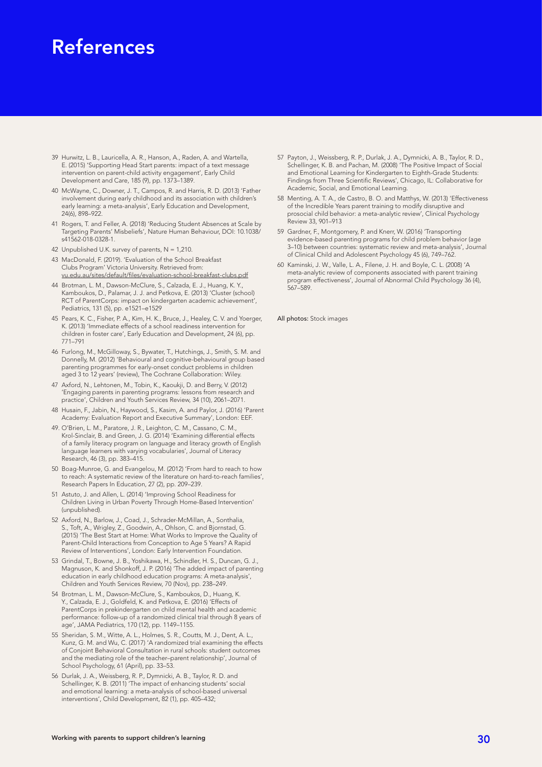# References

39 Hurwitz, L. B., Lauricella, A. R., Hanson, A., Raden, A. and Wartella, E. (2015) 'Supporting Head Start parents: impact of a text message intervention on parent-child activity engagement', Early Child Development and Care, 185 (9), pp. 1373–1389.

40 McWayne, C., Downer, J. T., Campos, R. and Harris, R. D. (2013) 'Father involvement during early childhood and its association with children's early learning: a meta-analysis', Early Education and Development, 24(6), 898–922.

41 Rogers, T. and Feller, A. (2018) 'Reducing Student Absences at Scale by Targeting Parents' Misbeliefs', Nature Human Behaviour, DOI: 10.1038/s41562-018-0328-1.

42 Unpublished U.K. survey of parents, N = 1,210.

43 MacDonald, F. (2019). 'Evaluation of the School Breakfast Clubs Program' Victoria University. Retrieved from: vu.edu.au/sites/default/files/evaluation-school-breakfast-clubs.pdf

44 Brotman, L. M., Dawson-McClure, S., Calzada, E. J., Huang, K. Y., Kamboukos, D., Palamar, J. J. and Petkova, E. (2013) 'Cluster (school) RCT of ParentCorps: impact on kindergarten academic achievement', Pediatrics, 131 (5), pp. e1521–e1529

45 Pears, K. C., Fisher, P. A., Kim, H. K., Bruce, J., Healey, C. V. and Yoerger, K. (2013) 'Immediate effects of a school readiness intervention for children in foster care', Early Education and Development, 24 (6), pp. 771–791

46 Furlong, M., McGilloway, S., Bywater, T., Hutchings, J., Smith, S. M. and Donnelly, M. (2012) 'Behavioural and cognitive-behavioural group based parenting programmes for early-onset conduct problems in children aged 3 to 12 years' (review), The Cochrane Collaboration: Wiley.

47 Axford, N., Lehtonen, M., Tobin, K., Kaoukji, D. and Berry, V. (2012) 'Engaging parents in parenting programs: lessons from research and practice', Children and Youth Services Review, 34 (10), 2061–2071.

48 Husain, F., Jabin, N., Haywood, S., Kasim, A. and Paylor, J. (2016) 'Parent Academy: Evaluation Report and Executive Summary', London: EEF.

49. O'Brien, L. M., Paratore, J. R., Leighton, C. M., Cassano, C. M., Krol-Sinclair, B. and Green, J. G. (2014) 'Examining differential effects of a family literacy program on language and literacy growth of English language learners with varying vocabularies', Journal of Literacy Research, 46 (3), pp. 383–415.

50 Boag-Munroe, G. and Evangelou, M. (2012) 'From hard to reach to how to reach: A systematic review of the literature on hard-to-reach families', Research Papers In Education, 27 (2), pp. 209–239.

51 Astuto, J. and Allen, L. (2014) 'Improving School Readiness for Children Living in Urban Poverty Through Home-Based Intervention' (unpublished).

52 Axford, N., Barlow, J., Coad, J., Schrader-McMillan, A., Sonthalia, S., Toft, A., Wrigley, Z., Goodwin, A., Ohlson, C. and Bjornstad, G. (2015) 'The Best Start at Home: What Works to Improve the Quality of Parent-Child Interactions from Conception to Age 5 Years? A Rapid Review of Interventions', London: Early Intervention Foundation.

53 Grindal, T., Bowne, J. B., Yoshikawa, H., Schindler, H. S., Duncan, G. J., Magnuson, K. and Shonkoff, J. P. (2016) 'The added impact of parenting education in early childhood education programs: A meta-analysis', Children and Youth Services Review, 70 (Nov), pp. 238–249.

54 Brotman, L. M., Dawson-McClure, S., Kamboukos, D., Huang, K. Y., Calzada, E. J., Goldfeld, K. and Petkova, E. (2016) 'Effects of ParentCorps in prekindergarten on child mental health and academic performance: follow-up of a randomized clinical trial through 8 years of age', JAMA Pediatrics, 170 (12), pp. 1149–1155.

55 Sheridan, S. M., Witte, A. L., Holmes, S. R., Coutts, M. J., Dent, A. L., Kunz, G. M. and Wu, C. (2017) 'A randomized trial examining the effects of Conjoint Behavioral Consultation in rural schools: student outcomes and the mediating role of the teacher–parent relationship', Journal of School Psychology, 61 (April), pp. 33–53.

56 Durlak, J. A., Weissberg, R. P., Dymnicki, A. B., Taylor, R. D. and Schellinger, K. B. (2011) 'The impact of enhancing students' social and emotional learning: a meta-analysis of school-based universal interventions', Child Development, 82 (1), pp. 405–432;

57 Payton, J., Weissberg, R. P., Durlak, J. A., Dymnicki, A. B., Taylor, R. D., Schellinger, K. B. and Pachan, M. (2008) 'The Positive Impact of Social and Emotional Learning for Kindergarten to Eighth-Grade Students: Findings from Three Scientific Reviews', Chicago, IL: Collaborative for Academic, Social, and Emotional Learning.

58 Menting, A. T. A., de Castro, B. O. and Matthys, W. (2013) 'Effectiveness of the Incredible Years parent training to modify disruptive and prosocial child behavior: a meta-analytic review', Clinical Psychology Review 33, 901–913

59 Gardner, F., Montgomery, P. and Knerr, W. (2016) 'Transporting evidence-based parenting programs for child problem behavior (age 3–10) between countries: systematic review and meta-analysis', Journal of Clinical Child and Adolescent Psychology 45 (6), 749–762.

60 Kaminski, J. W., Valle, L. A., Filene, J. H. and Boyle, C. L. (2008) 'A meta-analytic review of components associated with parent training program effectiveness', Journal of Abnormal Child Psychology 36 (4), 567–589.

**All photos:** Stock images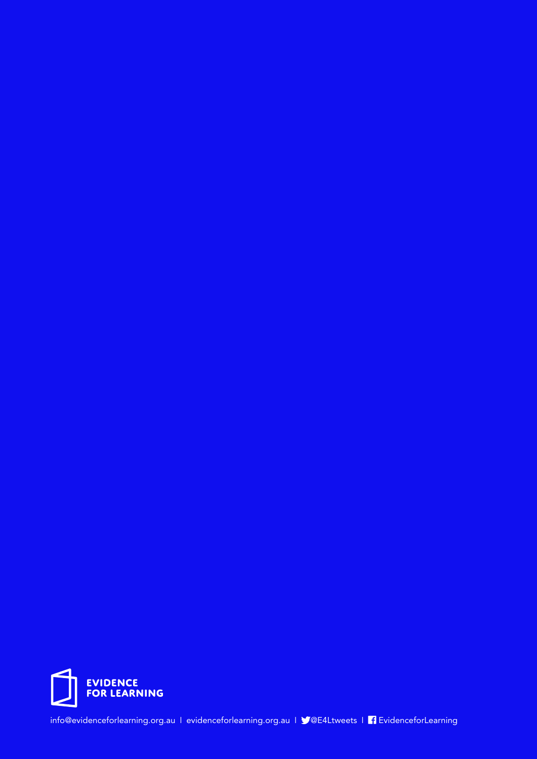EVIDENCE
FOR LEARNING

info@evidenceforlearning.org.au | evidenceforlearning.org.au | @E4Ltweets | EvidenceforLearning